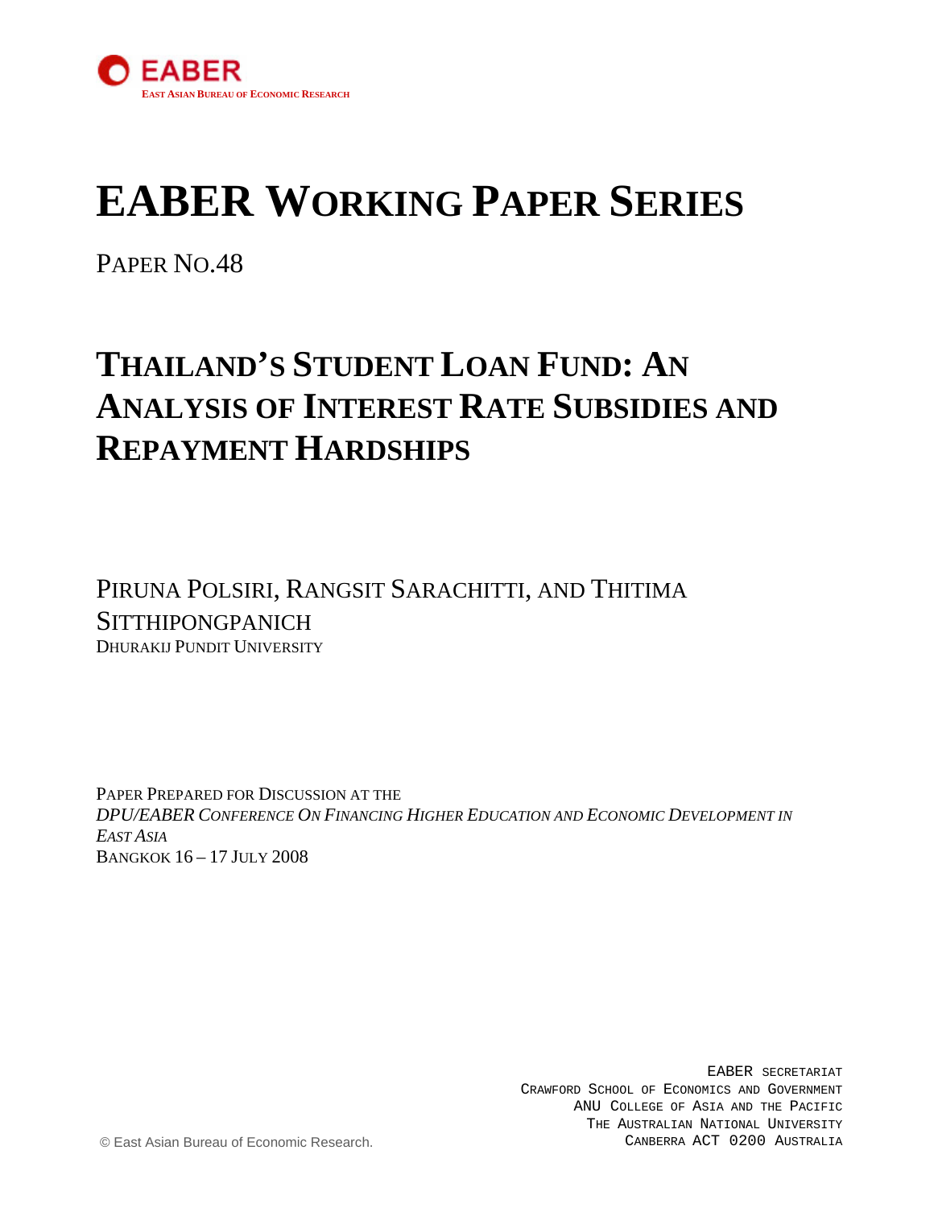EABER

EAST ASIAN BUREAU OF ECONOMIC RESEARCH

# EABER WORKING PAPER SERIES

PAPER NO.48

## THAILAND'S STUDENT LOAN FUND: AN ANALYSIS OF INTEREST RATE SUBSIDIES AND REPAYMENT HARDSHIPS

PIRUNA POLSIRI, RANGSIT SARACHITTI, AND THITIMA SITTHIPONGPANICH

DHURAKIJ PUNDIT UNIVERSITY

PAPER PREPARED FOR DISCUSSION AT THE
*DPU/EABER CONFERENCE ON FINANCING HIGHER EDUCATION AND ECONOMIC DEVELOPMENT IN EAST ASIA*
BANGKOK 16 – 17 JULY 2008

EABER SECRETARIAT
CRAWFORD SCHOOL OF ECONOMICS AND GOVERNMENT
ANU COLLEGE OF ASIA AND THE PACIFIC
THE AUSTRALIAN NATIONAL UNIVERSITY
CANBERRA ACT 0200 AUSTRALIA

© East Asian Bureau of Economic Research.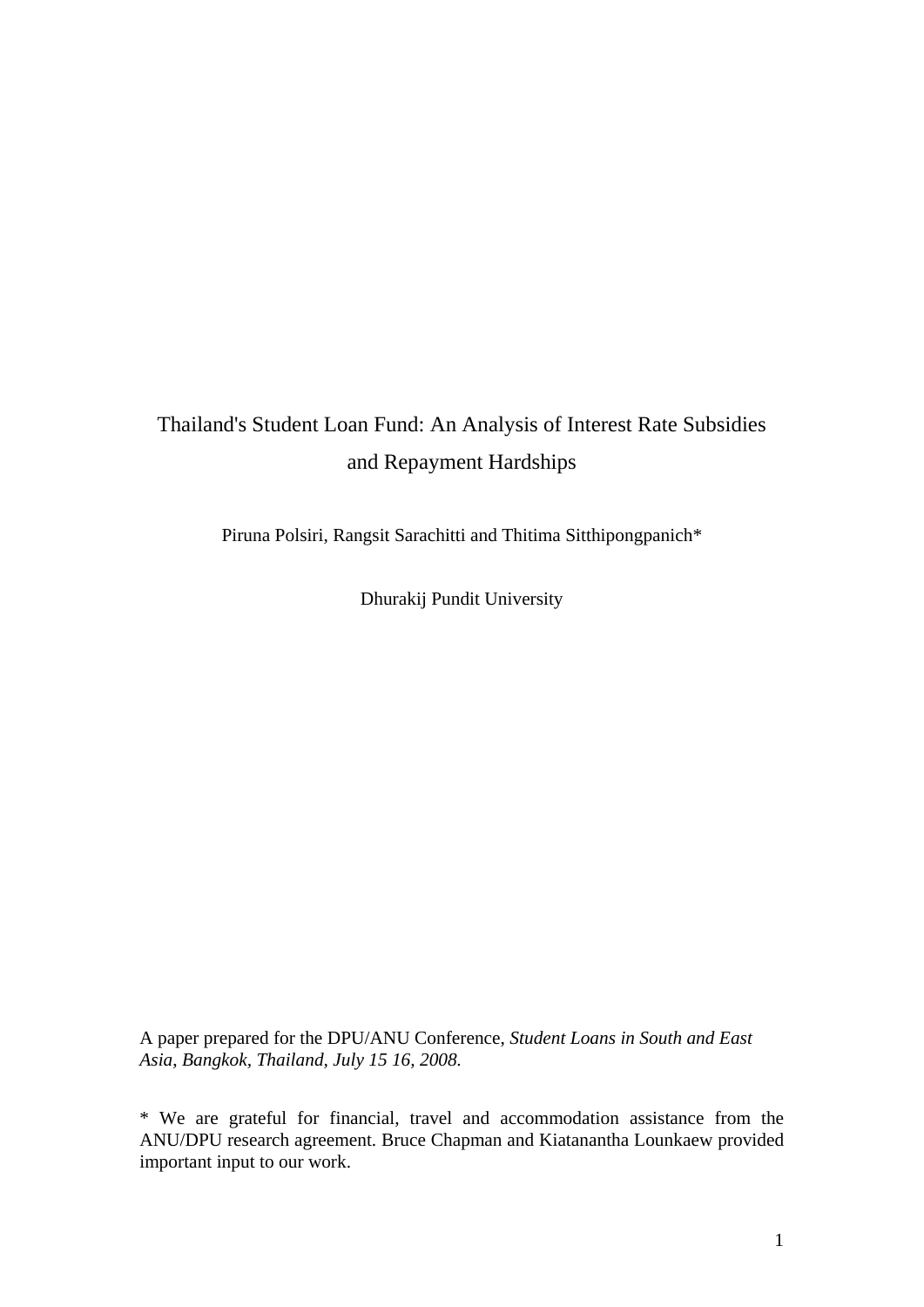# Thailand's Student Loan Fund: An Analysis of Interest Rate Subsidies and Repayment Hardships

Piruna Polsiri, Rangsit Sarachitti and Thitima Sitthipongpanich*

Dhurakij Pundit University

A paper prepared for the DPU/ANU Conference, *Student Loans in South and East Asia, Bangkok, Thailand, July 15 16, 2008.*

\* We are grateful for financial, travel and accommodation assistance from the ANU/DPU research agreement. Bruce Chapman and Kiatanantha Lounkaew provided important input to our work.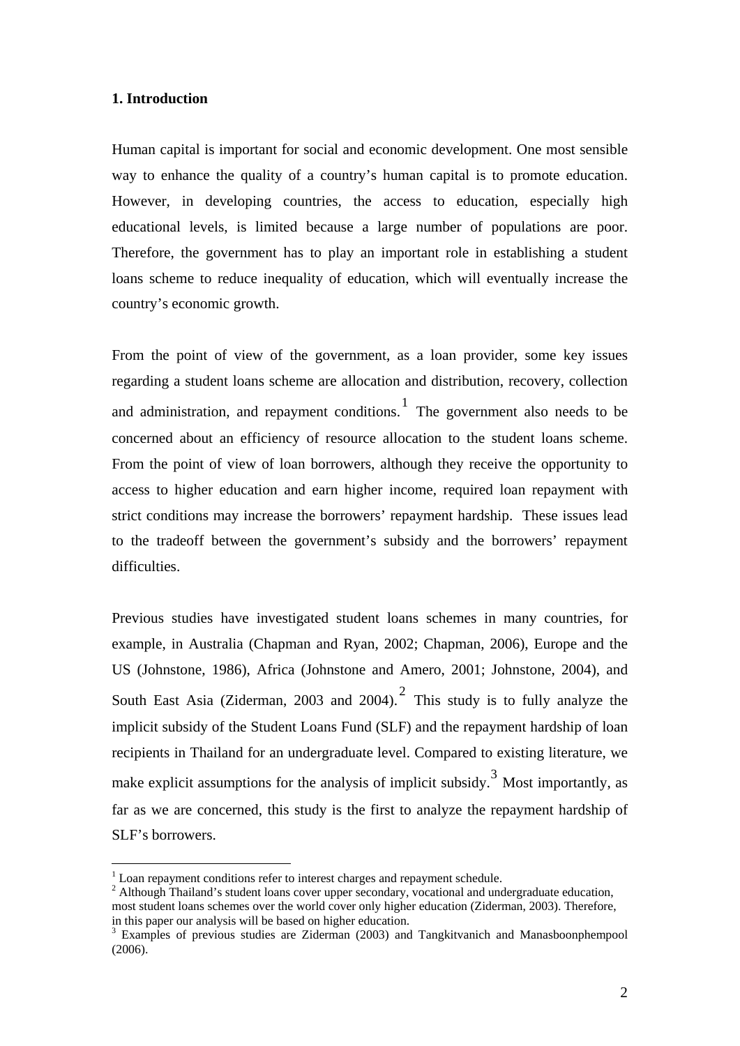### 1. Introduction

Human capital is important for social and economic development. One most sensible way to enhance the quality of a country's human capital is to promote education. However, in developing countries, the access to education, especially high educational levels, is limited because a large number of populations are poor. Therefore, the government has to play an important role in establishing a student loans scheme to reduce inequality of education, which will eventually increase the country's economic growth.

From the point of view of the government, as a loan provider, some key issues regarding a student loans scheme are allocation and distribution, recovery, collection and administration, and repayment conditions.[1] The government also needs to be concerned about an efficiency of resource allocation to the student loans scheme. From the point of view of loan borrowers, although they receive the opportunity to access to higher education and earn higher income, required loan repayment with strict conditions may increase the borrowers' repayment hardship. These issues lead to the tradeoff between the government's subsidy and the borrowers' repayment difficulties.

Previous studies have investigated student loans schemes in many countries, for example, in Australia (Chapman and Ryan, 2002; Chapman, 2006), Europe and the US (Johnstone, 1986), Africa (Johnstone and Amero, 2001; Johnstone, 2004), and South East Asia (Ziderman, 2003 and 2004).[2] This study is to fully analyze the implicit subsidy of the Student Loans Fund (SLF) and the repayment hardship of loan recipients in Thailand for an undergraduate level. Compared to existing literature, we make explicit assumptions for the analysis of implicit subsidy.[3] Most importantly, as far as we are concerned, this study is the first to analyze the repayment hardship of SLF's borrowers.

---

[1] Loan repayment conditions refer to interest charges and repayment schedule.

[2] Although Thailand's student loans cover upper secondary, vocational and undergraduate education, most student loans schemes over the world cover only higher education (Ziderman, 2003). Therefore, in this paper our analysis will be based on higher education.

[3] Examples of previous studies are Ziderman (2003) and Tangkitvanich and Manasboonphempool (2006).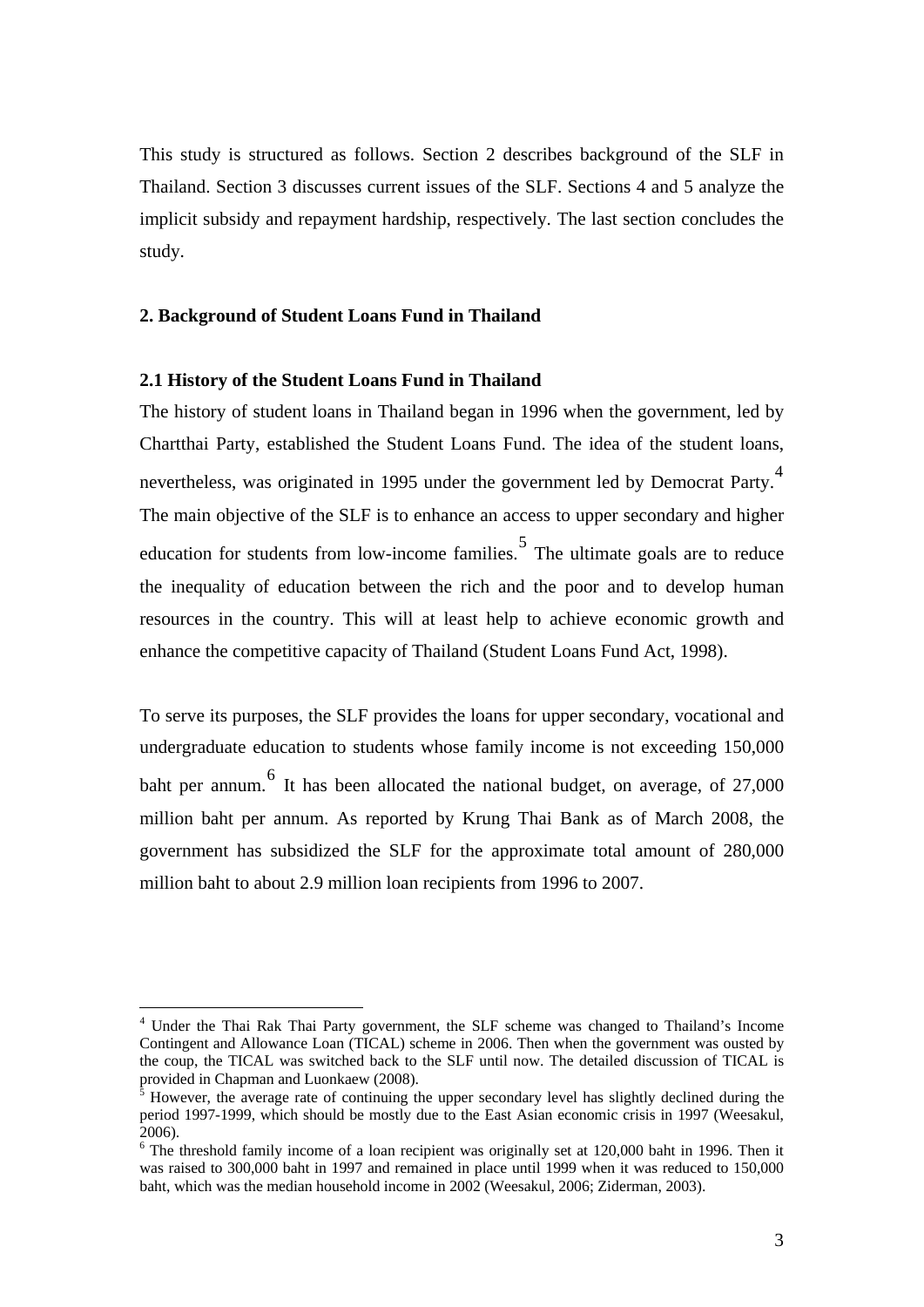This study is structured as follows. Section 2 describes background of the SLF in Thailand. Section 3 discusses current issues of the SLF. Sections 4 and 5 analyze the implicit subsidy and repayment hardship, respectively. The last section concludes the study.

## 2. Background of Student Loans Fund in Thailand

### 2.1 History of the Student Loans Fund in Thailand

The history of student loans in Thailand began in 1996 when the government, led by Chartthai Party, established the Student Loans Fund. The idea of the student loans, nevertheless, was originated in 1995 under the government led by Democrat Party.[4] The main objective of the SLF is to enhance an access to upper secondary and higher education for students from low-income families.[5] The ultimate goals are to reduce the inequality of education between the rich and the poor and to develop human resources in the country. This will at least help to achieve economic growth and enhance the competitive capacity of Thailand (Student Loans Fund Act, 1998).

To serve its purposes, the SLF provides the loans for upper secondary, vocational and undergraduate education to students whose family income is not exceeding 150,000 baht per annum.[6] It has been allocated the national budget, on average, of 27,000 million baht per annum. As reported by Krung Thai Bank as of March 2008, the government has subsidized the SLF for the approximate total amount of 280,000 million baht to about 2.9 million loan recipients from 1996 to 2007.

---

[4] Under the Thai Rak Thai Party government, the SLF scheme was changed to Thailand's Income Contingent and Allowance Loan (TICAL) scheme in 2006. Then when the government was ousted by the coup, the TICAL was switched back to the SLF until now. The detailed discussion of TICAL is provided in Chapman and Luonkaew (2008).

[5] However, the average rate of continuing the upper secondary level has slightly declined during the period 1997-1999, which should be mostly due to the East Asian economic crisis in 1997 (Weesakul, 2006).

[6] The threshold family income of a loan recipient was originally set at 120,000 baht in 1996. Then it was raised to 300,000 baht in 1997 and remained in place until 1999 when it was reduced to 150,000 baht, which was the median household income in 2002 (Weesakul, 2006; Ziderman, 2003).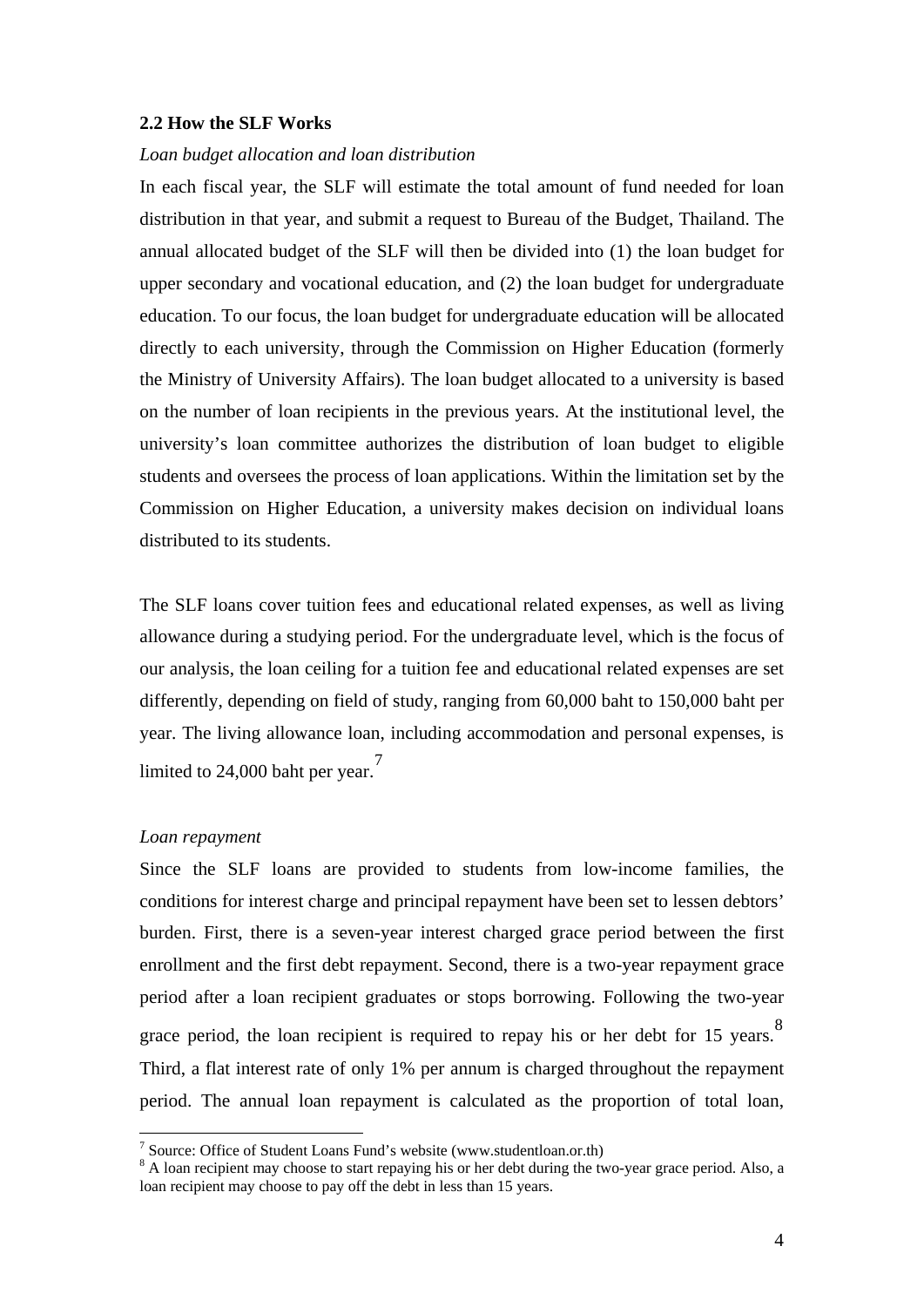### 2.2 How the SLF Works

*Loan budget allocation and loan distribution*

In each fiscal year, the SLF will estimate the total amount of fund needed for loan distribution in that year, and submit a request to Bureau of the Budget, Thailand. The annual allocated budget of the SLF will then be divided into (1) the loan budget for upper secondary and vocational education, and (2) the loan budget for undergraduate education. To our focus, the loan budget for undergraduate education will be allocated directly to each university, through the Commission on Higher Education (formerly the Ministry of University Affairs). The loan budget allocated to a university is based on the number of loan recipients in the previous years. At the institutional level, the university's loan committee authorizes the distribution of loan budget to eligible students and oversees the process of loan applications. Within the limitation set by the Commission on Higher Education, a university makes decision on individual loans distributed to its students.

The SLF loans cover tuition fees and educational related expenses, as well as living allowance during a studying period. For the undergraduate level, which is the focus of our analysis, the loan ceiling for a tuition fee and educational related expenses are set differently, depending on field of study, ranging from 60,000 baht to 150,000 baht per year. The living allowance loan, including accommodation and personal expenses, is limited to 24,000 baht per year.[7]

*Loan repayment*

Since the SLF loans are provided to students from low-income families, the conditions for interest charge and principal repayment have been set to lessen debtors' burden. First, there is a seven-year interest charged grace period between the first enrollment and the first debt repayment. Second, there is a two-year repayment grace period after a loan recipient graduates or stops borrowing. Following the two-year grace period, the loan recipient is required to repay his or her debt for 15 years.[8] Third, a flat interest rate of only 1% per annum is charged throughout the repayment period. The annual loan repayment is calculated as the proportion of total loan,

[7] Source: Office of Student Loans Fund's website (www.studentloan.or.th)

[8] A loan recipient may choose to start repaying his or her debt during the two-year grace period. Also, a loan recipient may choose to pay off the debt in less than 15 years.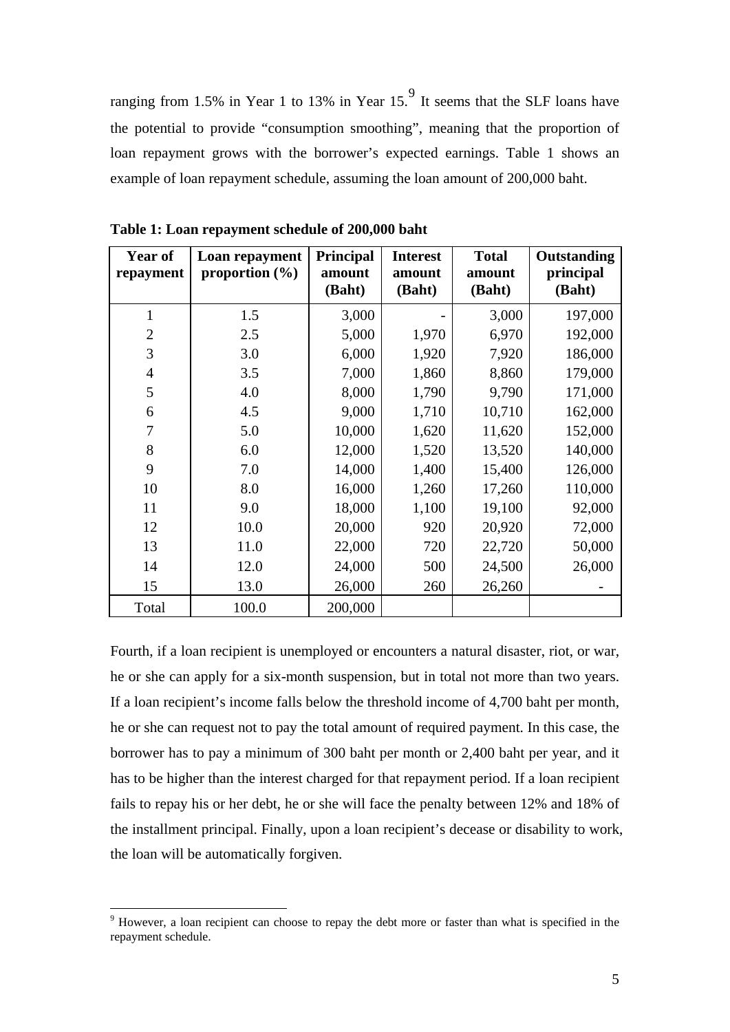ranging from 1.5% in Year 1 to 13% in Year 15.[9] It seems that the SLF loans have the potential to provide "consumption smoothing", meaning that the proportion of loan repayment grows with the borrower's expected earnings. Table 1 shows an example of loan repayment schedule, assuming the loan amount of 200,000 baht.

**Table 1: Loan repayment schedule of 200,000 baht**

| Year of repayment | Loan repayment proportion (%) | Principal amount (Baht) | Interest amount (Baht) | Total amount (Baht) | Outstanding principal (Baht) |
|---|---|---|---|---|---|
| 1 | 1.5 | 3,000 | - | 3,000 | 197,000 |
| 2 | 2.5 | 5,000 | 1,970 | 6,970 | 192,000 |
| 3 | 3.0 | 6,000 | 1,920 | 7,920 | 186,000 |
| 4 | 3.5 | 7,000 | 1,860 | 8,860 | 179,000 |
| 5 | 4.0 | 8,000 | 1,790 | 9,790 | 171,000 |
| 6 | 4.5 | 9,000 | 1,710 | 10,710 | 162,000 |
| 7 | 5.0 | 10,000 | 1,620 | 11,620 | 152,000 |
| 8 | 6.0 | 12,000 | 1,520 | 13,520 | 140,000 |
| 9 | 7.0 | 14,000 | 1,400 | 15,400 | 126,000 |
| 10 | 8.0 | 16,000 | 1,260 | 17,260 | 110,000 |
| 11 | 9.0 | 18,000 | 1,100 | 19,100 | 92,000 |
| 12 | 10.0 | 20,000 | 920 | 20,920 | 72,000 |
| 13 | 11.0 | 22,000 | 720 | 22,720 | 50,000 |
| 14 | 12.0 | 24,000 | 500 | 24,500 | 26,000 |
| 15 | 13.0 | 26,000 | 260 | 26,260 | - |
| Total | 100.0 | 200,000 | | | |

Fourth, if a loan recipient is unemployed or encounters a natural disaster, riot, or war, he or she can apply for a six-month suspension, but in total not more than two years. If a loan recipient's income falls below the threshold income of 4,700 baht per month, he or she can request not to pay the total amount of required payment. In this case, the borrower has to pay a minimum of 300 baht per month or 2,400 baht per year, and it has to be higher than the interest charged for that repayment period. If a loan recipient fails to repay his or her debt, he or she will face the penalty between 12% and 18% of the installment principal. Finally, upon a loan recipient's decease or disability to work, the loan will be automatically forgiven.

[9] However, a loan recipient can choose to repay the debt more or faster than what is specified in the repayment schedule.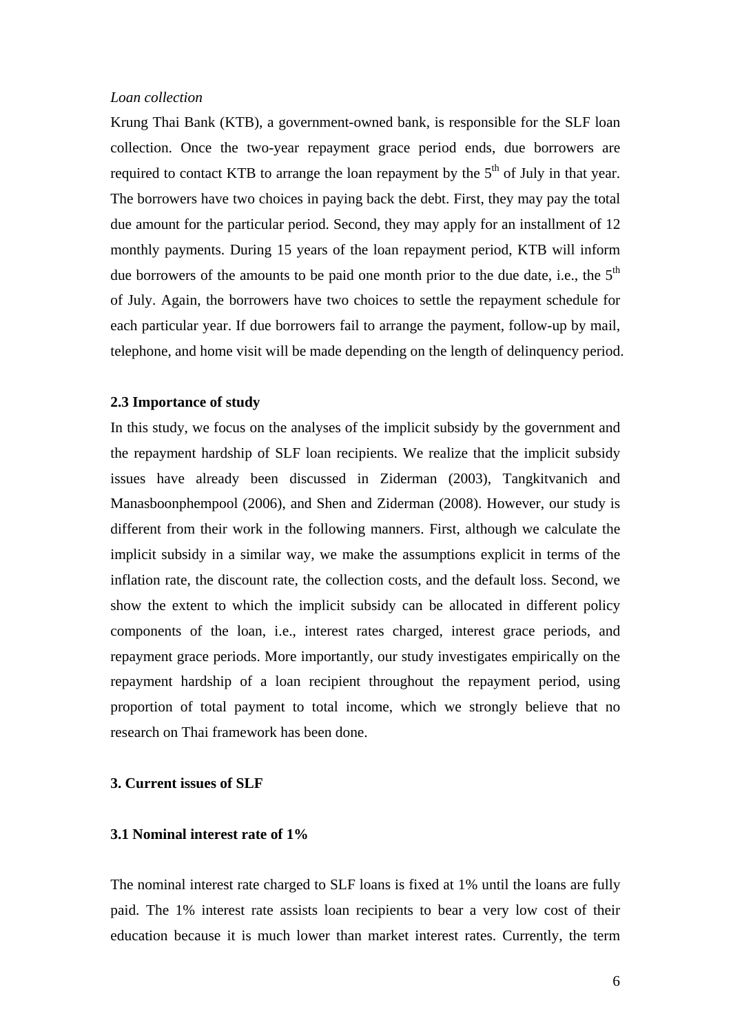*Loan collection*

Krung Thai Bank (KTB), a government-owned bank, is responsible for the SLF loan collection. Once the two-year repayment grace period ends, due borrowers are required to contact KTB to arrange the loan repayment by the 5th of July in that year. The borrowers have two choices in paying back the debt. First, they may pay the total due amount for the particular period. Second, they may apply for an installment of 12 monthly payments. During 15 years of the loan repayment period, KTB will inform due borrowers of the amounts to be paid one month prior to the due date, i.e., the 5th of July. Again, the borrowers have two choices to settle the repayment schedule for each particular year. If due borrowers fail to arrange the payment, follow-up by mail, telephone, and home visit will be made depending on the length of delinquency period.

### 2.3 Importance of study

In this study, we focus on the analyses of the implicit subsidy by the government and the repayment hardship of SLF loan recipients. We realize that the implicit subsidy issues have already been discussed in Ziderman (2003), Tangkitvanich and Manasboonphempool (2006), and Shen and Ziderman (2008). However, our study is different from their work in the following manners. First, although we calculate the implicit subsidy in a similar way, we make the assumptions explicit in terms of the inflation rate, the discount rate, the collection costs, and the default loss. Second, we show the extent to which the implicit subsidy can be allocated in different policy components of the loan, i.e., interest rates charged, interest grace periods, and repayment grace periods. More importantly, our study investigates empirically on the repayment hardship of a loan recipient throughout the repayment period, using proportion of total payment to total income, which we strongly believe that no research on Thai framework has been done.

## 3. Current issues of SLF

### 3.1 Nominal interest rate of 1%

The nominal interest rate charged to SLF loans is fixed at 1% until the loans are fully paid. The 1% interest rate assists loan recipients to bear a very low cost of their education because it is much lower than market interest rates. Currently, the term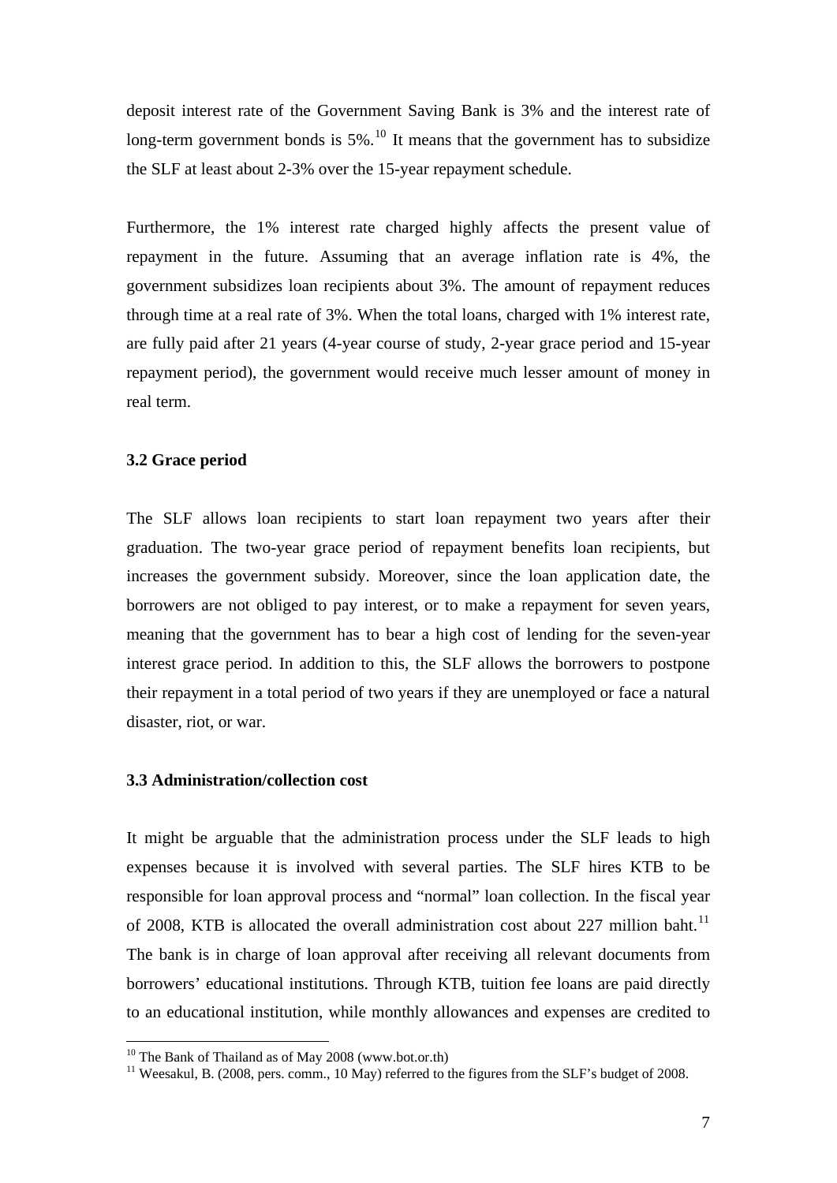deposit interest rate of the Government Saving Bank is 3% and the interest rate of long-term government bonds is 5%.[10] It means that the government has to subsidize the SLF at least about 2-3% over the 15-year repayment schedule.

Furthermore, the 1% interest rate charged highly affects the present value of repayment in the future. Assuming that an average inflation rate is 4%, the government subsidizes loan recipients about 3%. The amount of repayment reduces through time at a real rate of 3%. When the total loans, charged with 1% interest rate, are fully paid after 21 years (4-year course of study, 2-year grace period and 15-year repayment period), the government would receive much lesser amount of money in real term.

### 3.2 Grace period

The SLF allows loan recipients to start loan repayment two years after their graduation. The two-year grace period of repayment benefits loan recipients, but increases the government subsidy. Moreover, since the loan application date, the borrowers are not obliged to pay interest, or to make a repayment for seven years, meaning that the government has to bear a high cost of lending for the seven-year interest grace period. In addition to this, the SLF allows the borrowers to postpone their repayment in a total period of two years if they are unemployed or face a natural disaster, riot, or war.

### 3.3 Administration/collection cost

It might be arguable that the administration process under the SLF leads to high expenses because it is involved with several parties. The SLF hires KTB to be responsible for loan approval process and "normal" loan collection. In the fiscal year of 2008, KTB is allocated the overall administration cost about 227 million baht.[11] The bank is in charge of loan approval after receiving all relevant documents from borrowers' educational institutions. Through KTB, tuition fee loans are paid directly to an educational institution, while monthly allowances and expenses are credited to

---

[10] The Bank of Thailand as of May 2008 (www.bot.or.th)

[11] Weesakul, B. (2008, pers. comm., 10 May) referred to the figures from the SLF's budget of 2008.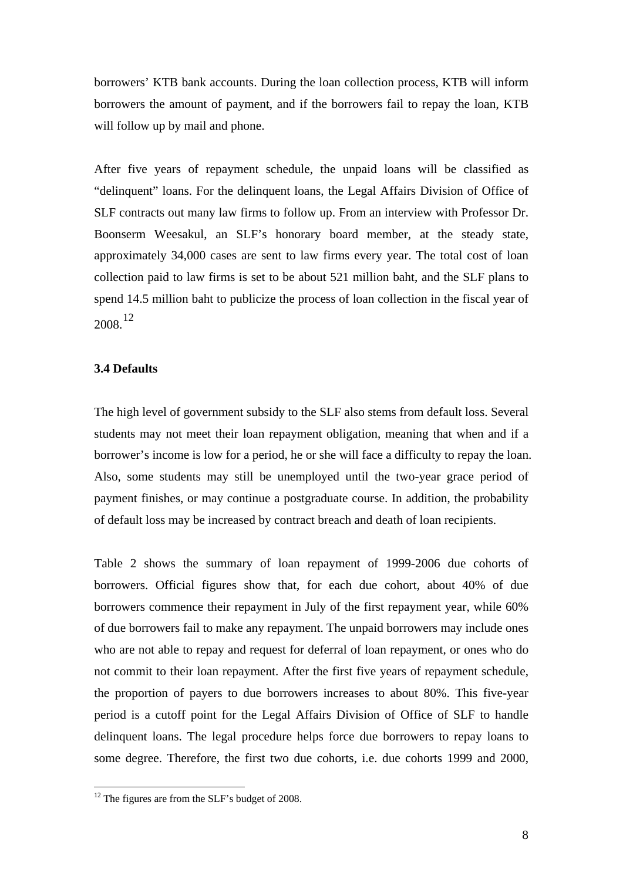borrowers' KTB bank accounts. During the loan collection process, KTB will inform borrowers the amount of payment, and if the borrowers fail to repay the loan, KTB will follow up by mail and phone.

After five years of repayment schedule, the unpaid loans will be classified as "delinquent" loans. For the delinquent loans, the Legal Affairs Division of Office of SLF contracts out many law firms to follow up. From an interview with Professor Dr. Boonserm Weesakul, an SLF's honorary board member, at the steady state, approximately 34,000 cases are sent to law firms every year. The total cost of loan collection paid to law firms is set to be about 521 million baht, and the SLF plans to spend 14.5 million baht to publicize the process of loan collection in the fiscal year of 2008.[12]

### 3.4 Defaults

The high level of government subsidy to the SLF also stems from default loss. Several students may not meet their loan repayment obligation, meaning that when and if a borrower's income is low for a period, he or she will face a difficulty to repay the loan. Also, some students may still be unemployed until the two-year grace period of payment finishes, or may continue a postgraduate course. In addition, the probability of default loss may be increased by contract breach and death of loan recipients.

Table 2 shows the summary of loan repayment of 1999-2006 due cohorts of borrowers. Official figures show that, for each due cohort, about 40% of due borrowers commence their repayment in July of the first repayment year, while 60% of due borrowers fail to make any repayment. The unpaid borrowers may include ones who are not able to repay and request for deferral of loan repayment, or ones who do not commit to their loan repayment. After the first five years of repayment schedule, the proportion of payers to due borrowers increases to about 80%. This five-year period is a cutoff point for the Legal Affairs Division of Office of SLF to handle delinquent loans. The legal procedure helps force due borrowers to repay loans to some degree. Therefore, the first two due cohorts, i.e. due cohorts 1999 and 2000,

[12] The figures are from the SLF's budget of 2008.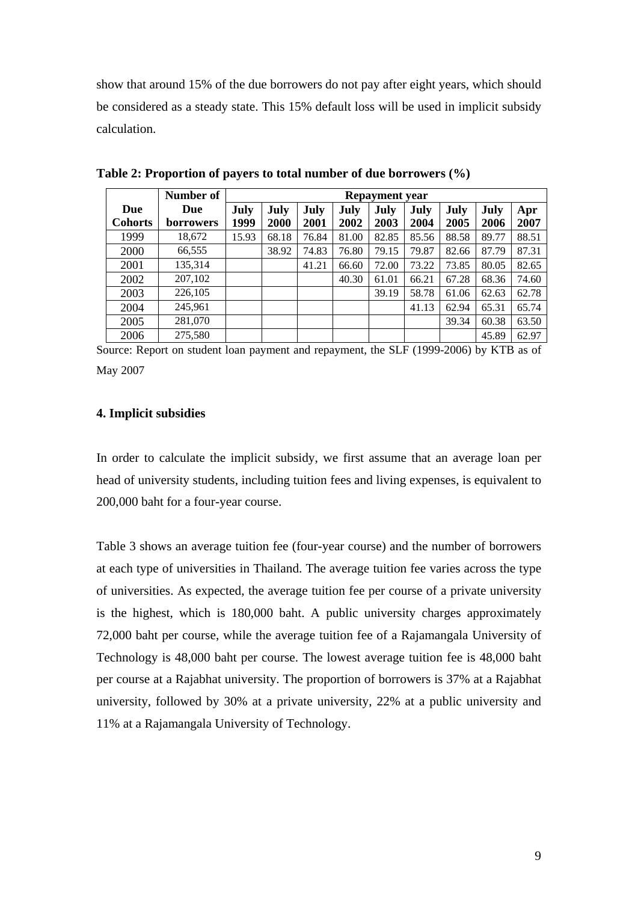show that around 15% of the due borrowers do not pay after eight years, which should be considered as a steady state. This 15% default loss will be used in implicit subsidy calculation.

**Table 2: Proportion of payers to total number of due borrowers (%)**

| Due Cohorts | Number of Due borrowers | Repayment year | | | | | | | | |
|---|---|---|---|---|---|---|---|---|---|---|
| | | July 1999 | July 2000 | July 2001 | July 2002 | July 2003 | July 2004 | July 2005 | July 2006 | Apr 2007 |
| 1999 | 18,672 | 15.93 | 68.18 | 76.84 | 81.00 | 82.85 | 85.56 | 88.58 | 89.77 | 88.51 |
| 2000 | 66,555 | | 38.92 | 74.83 | 76.80 | 79.15 | 79.87 | 82.66 | 87.79 | 87.31 |
| 2001 | 135,314 | | | 41.21 | 66.60 | 72.00 | 73.22 | 73.85 | 80.05 | 82.65 |
| 2002 | 207,102 | | | | 40.30 | 61.01 | 66.21 | 67.28 | 68.36 | 74.60 |
| 2003 | 226,105 | | | | | 39.19 | 58.78 | 61.06 | 62.63 | 62.78 |
| 2004 | 245,961 | | | | | | 41.13 | 62.94 | 65.31 | 65.74 |
| 2005 | 281,070 | | | | | | | 39.34 | 60.38 | 63.50 |
| 2006 | 275,580 | | | | | | | | 45.89 | 62.97 |

Source: Report on student loan payment and repayment, the SLF (1999-2006) by KTB as of May 2007

### 4. Implicit subsidies

In order to calculate the implicit subsidy, we first assume that an average loan per head of university students, including tuition fees and living expenses, is equivalent to 200,000 baht for a four-year course.

Table 3 shows an average tuition fee (four-year course) and the number of borrowers at each type of universities in Thailand. The average tuition fee varies across the type of universities. As expected, the average tuition fee per course of a private university is the highest, which is 180,000 baht. A public university charges approximately 72,000 baht per course, while the average tuition fee of a Rajamangala University of Technology is 48,000 baht per course. The lowest average tuition fee is 48,000 baht per course at a Rajabhat university. The proportion of borrowers is 37% at a Rajabhat university, followed by 30% at a private university, 22% at a public university and 11% at a Rajamangala University of Technology.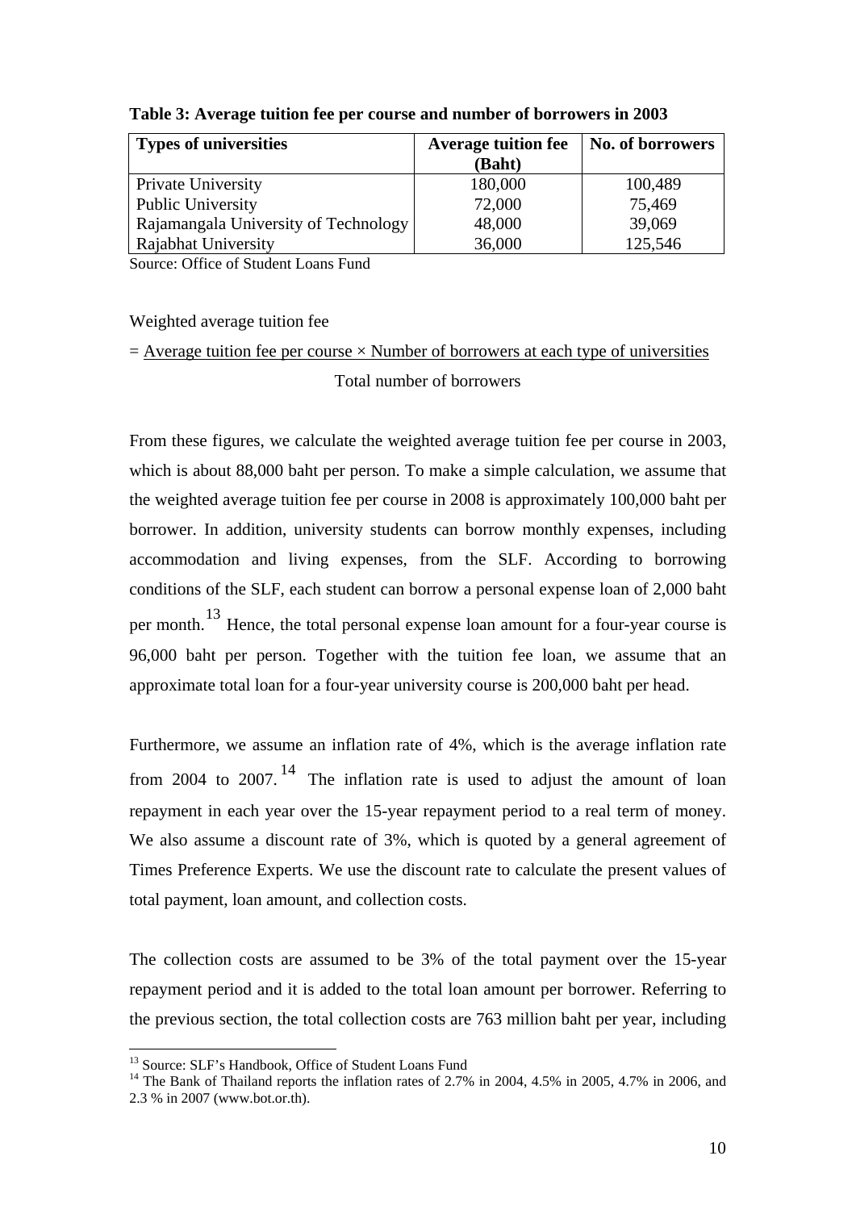**Table 3: Average tuition fee per course and number of borrowers in 2003**

| Types of universities | Average tuition fee (Baht) | No. of borrowers |
|---|---|---|
| Private University | 180,000 | 100,489 |
| Public University | 72,000 | 75,469 |
| Rajamangala University of Technology | 48,000 | 39,069 |
| Rajabhat University | 36,000 | 125,546 |

Source: Office of Student Loans Fund

Weighted average tuition fee

$$= \frac{\text{Average tuition fee per course} \times \text{Number of borrowers at each type of universities}}{\text{Total number of borrowers}}$$

From these figures, we calculate the weighted average tuition fee per course in 2003, which is about 88,000 baht per person. To make a simple calculation, we assume that the weighted average tuition fee per course in 2008 is approximately 100,000 baht per borrower. In addition, university students can borrow monthly expenses, including accommodation and living expenses, from the SLF. According to borrowing conditions of the SLF, each student can borrow a personal expense loan of 2,000 baht per month.[13] Hence, the total personal expense loan amount for a four-year course is 96,000 baht per person. Together with the tuition fee loan, we assume that an approximate total loan for a four-year university course is 200,000 baht per head.

Furthermore, we assume an inflation rate of 4%, which is the average inflation rate from 2004 to 2007.[14] The inflation rate is used to adjust the amount of loan repayment in each year over the 15-year repayment period to a real term of money. We also assume a discount rate of 3%, which is quoted by a general agreement of Times Preference Experts. We use the discount rate to calculate the present values of total payment, loan amount, and collection costs.

The collection costs are assumed to be 3% of the total payment over the 15-year repayment period and it is added to the total loan amount per borrower. Referring to the previous section, the total collection costs are 763 million baht per year, including

[13] Source: SLF's Handbook, Office of Student Loans Fund

[14] The Bank of Thailand reports the inflation rates of 2.7% in 2004, 4.5% in 2005, 4.7% in 2006, and 2.3 % in 2007 (www.bot.or.th).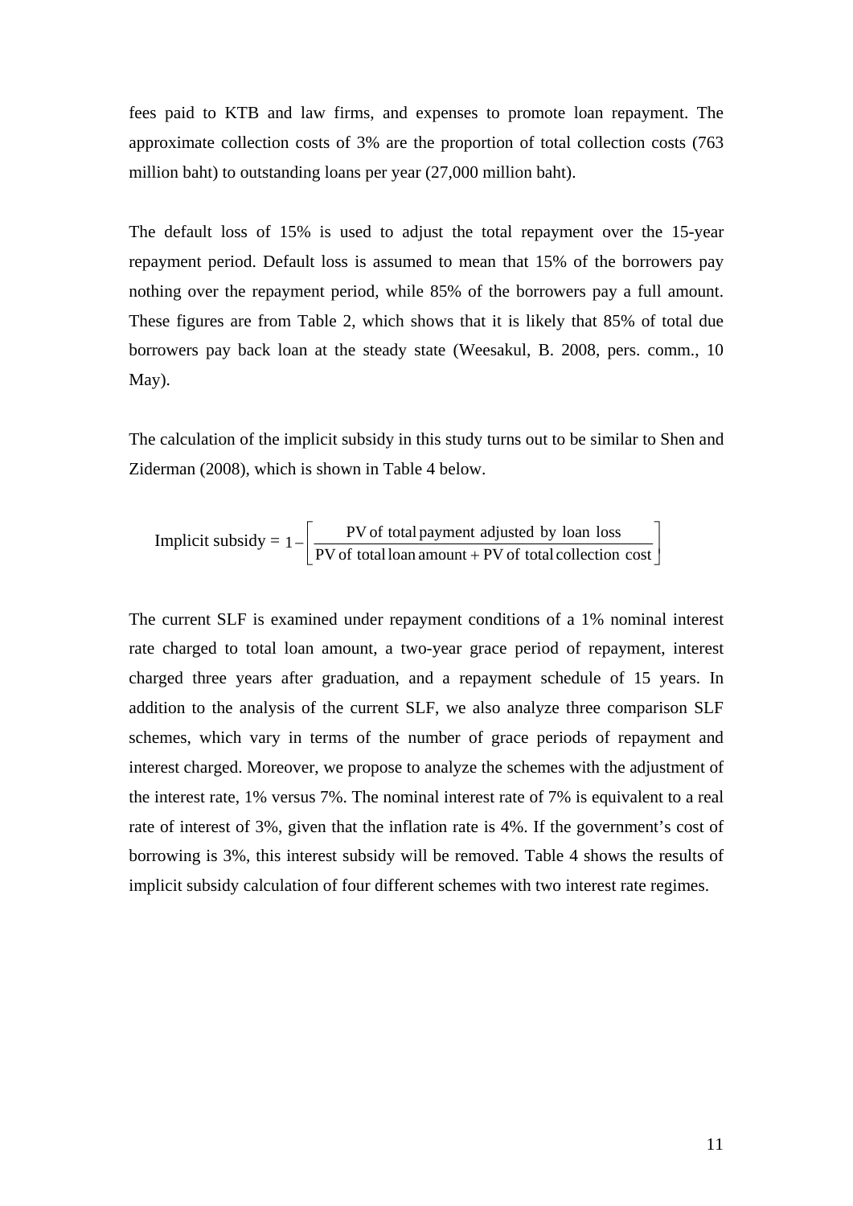fees paid to KTB and law firms, and expenses to promote loan repayment. The approximate collection costs of 3% are the proportion of total collection costs (763 million baht) to outstanding loans per year (27,000 million baht).

The default loss of 15% is used to adjust the total repayment over the 15-year repayment period. Default loss is assumed to mean that 15% of the borrowers pay nothing over the repayment period, while 85% of the borrowers pay a full amount. These figures are from Table 2, which shows that it is likely that 85% of total due borrowers pay back loan at the steady state (Weesakul, B. 2008, pers. comm., 10 May).

The calculation of the implicit subsidy in this study turns out to be similar to Shen and Ziderman (2008), which is shown in Table 4 below.

$$\text{Implicit subsidy} = 1 - \left[ \frac{\text{PV of total payment adjusted by loan loss}}{\text{PV of total loan amount} + \text{PV of total collection cost}} \right]$$

The current SLF is examined under repayment conditions of a 1% nominal interest rate charged to total loan amount, a two-year grace period of repayment, interest charged three years after graduation, and a repayment schedule of 15 years. In addition to the analysis of the current SLF, we also analyze three comparison SLF schemes, which vary in terms of the number of grace periods of repayment and interest charged. Moreover, we propose to analyze the schemes with the adjustment of the interest rate, 1% versus 7%. The nominal interest rate of 7% is equivalent to a real rate of interest of 3%, given that the inflation rate is 4%. If the government's cost of borrowing is 3%, this interest subsidy will be removed. Table 4 shows the results of implicit subsidy calculation of four different schemes with two interest rate regimes.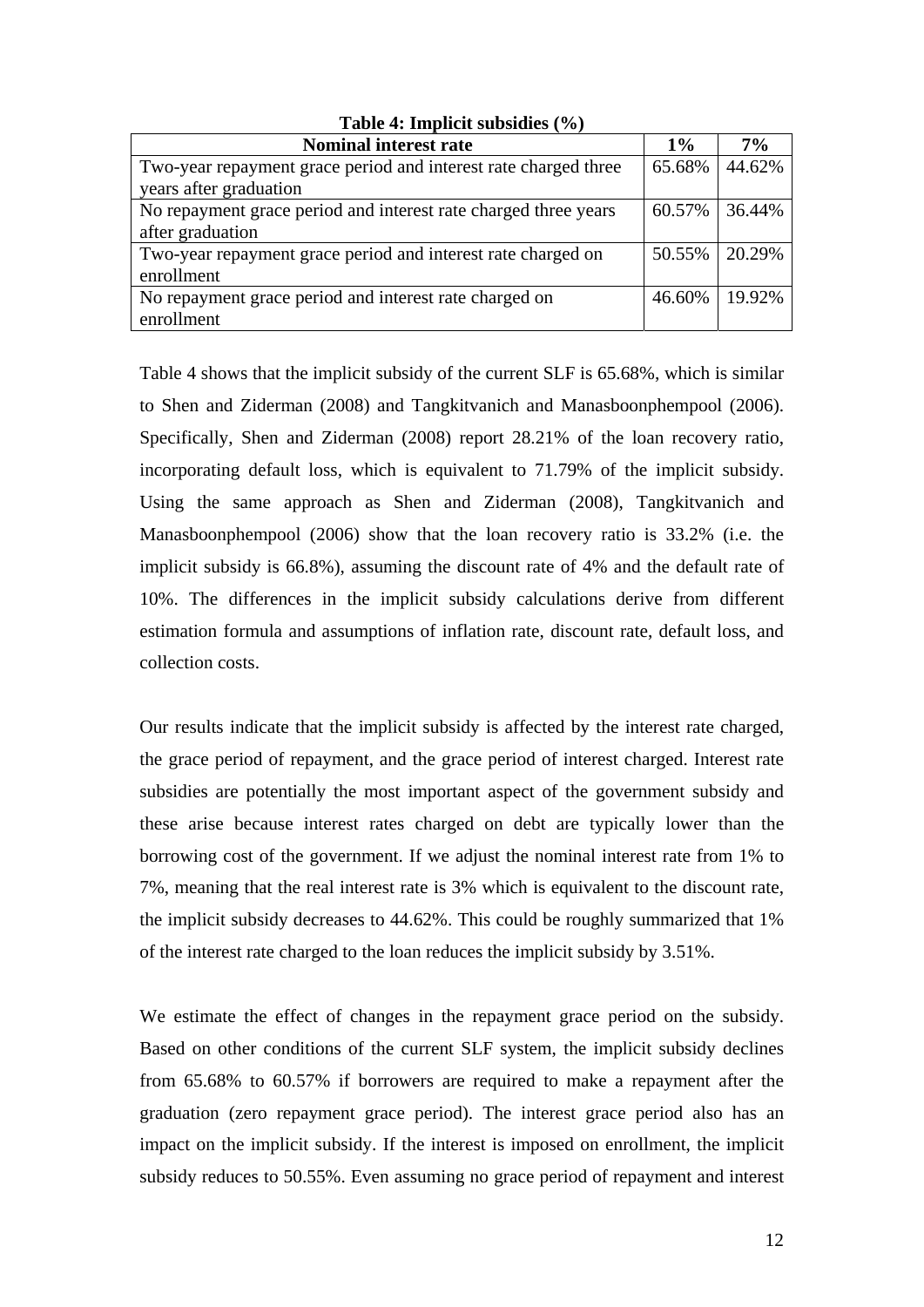**Table 4: Implicit subsidies (%)**

| Nominal interest rate | 1% | 7% |
|---|---|---|
| Two-year repayment grace period and interest rate charged three years after graduation | 65.68% | 44.62% |
| No repayment grace period and interest rate charged three years after graduation | 60.57% | 36.44% |
| Two-year repayment grace period and interest rate charged on enrollment | 50.55% | 20.29% |
| No repayment grace period and interest rate charged on enrollment | 46.60% | 19.92% |

Table 4 shows that the implicit subsidy of the current SLF is 65.68%, which is similar to Shen and Ziderman (2008) and Tangkitvanich and Manasboonphempool (2006). Specifically, Shen and Ziderman (2008) report 28.21% of the loan recovery ratio, incorporating default loss, which is equivalent to 71.79% of the implicit subsidy. Using the same approach as Shen and Ziderman (2008), Tangkitvanich and Manasboonphempool (2006) show that the loan recovery ratio is 33.2% (i.e. the implicit subsidy is 66.8%), assuming the discount rate of 4% and the default rate of 10%. The differences in the implicit subsidy calculations derive from different estimation formula and assumptions of inflation rate, discount rate, default loss, and collection costs.

Our results indicate that the implicit subsidy is affected by the interest rate charged, the grace period of repayment, and the grace period of interest charged. Interest rate subsidies are potentially the most important aspect of the government subsidy and these arise because interest rates charged on debt are typically lower than the borrowing cost of the government. If we adjust the nominal interest rate from 1% to 7%, meaning that the real interest rate is 3% which is equivalent to the discount rate, the implicit subsidy decreases to 44.62%. This could be roughly summarized that 1% of the interest rate charged to the loan reduces the implicit subsidy by 3.51%.

We estimate the effect of changes in the repayment grace period on the subsidy. Based on other conditions of the current SLF system, the implicit subsidy declines from 65.68% to 60.57% if borrowers are required to make a repayment after the graduation (zero repayment grace period). The interest grace period also has an impact on the implicit subsidy. If the interest is imposed on enrollment, the implicit subsidy reduces to 50.55%. Even assuming no grace period of repayment and interest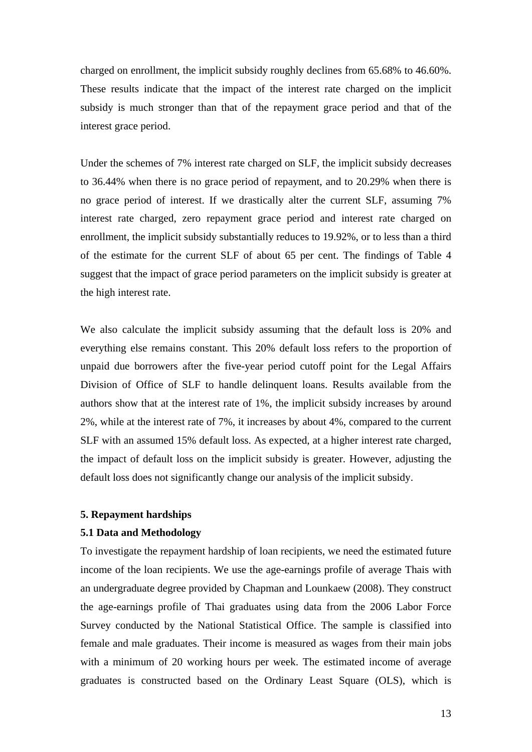charged on enrollment, the implicit subsidy roughly declines from 65.68% to 46.60%. These results indicate that the impact of the interest rate charged on the implicit subsidy is much stronger than that of the repayment grace period and that of the interest grace period.

Under the schemes of 7% interest rate charged on SLF, the implicit subsidy decreases to 36.44% when there is no grace period of repayment, and to 20.29% when there is no grace period of interest. If we drastically alter the current SLF, assuming 7% interest rate charged, zero repayment grace period and interest rate charged on enrollment, the implicit subsidy substantially reduces to 19.92%, or to less than a third of the estimate for the current SLF of about 65 per cent. The findings of Table 4 suggest that the impact of grace period parameters on the implicit subsidy is greater at the high interest rate.

We also calculate the implicit subsidy assuming that the default loss is 20% and everything else remains constant. This 20% default loss refers to the proportion of unpaid due borrowers after the five-year period cutoff point for the Legal Affairs Division of Office of SLF to handle delinquent loans. Results available from the authors show that at the interest rate of 1%, the implicit subsidy increases by around 2%, while at the interest rate of 7%, it increases by about 4%, compared to the current SLF with an assumed 15% default loss. As expected, at a higher interest rate charged, the impact of default loss on the implicit subsidy is greater. However, adjusting the default loss does not significantly change our analysis of the implicit subsidy.

## 5. Repayment hardships

### 5.1 Data and Methodology

To investigate the repayment hardship of loan recipients, we need the estimated future income of the loan recipients. We use the age-earnings profile of average Thais with an undergraduate degree provided by Chapman and Lounkaew (2008). They construct the age-earnings profile of Thai graduates using data from the 2006 Labor Force Survey conducted by the National Statistical Office. The sample is classified into female and male graduates. Their income is measured as wages from their main jobs with a minimum of 20 working hours per week. The estimated income of average graduates is constructed based on the Ordinary Least Square (OLS), which is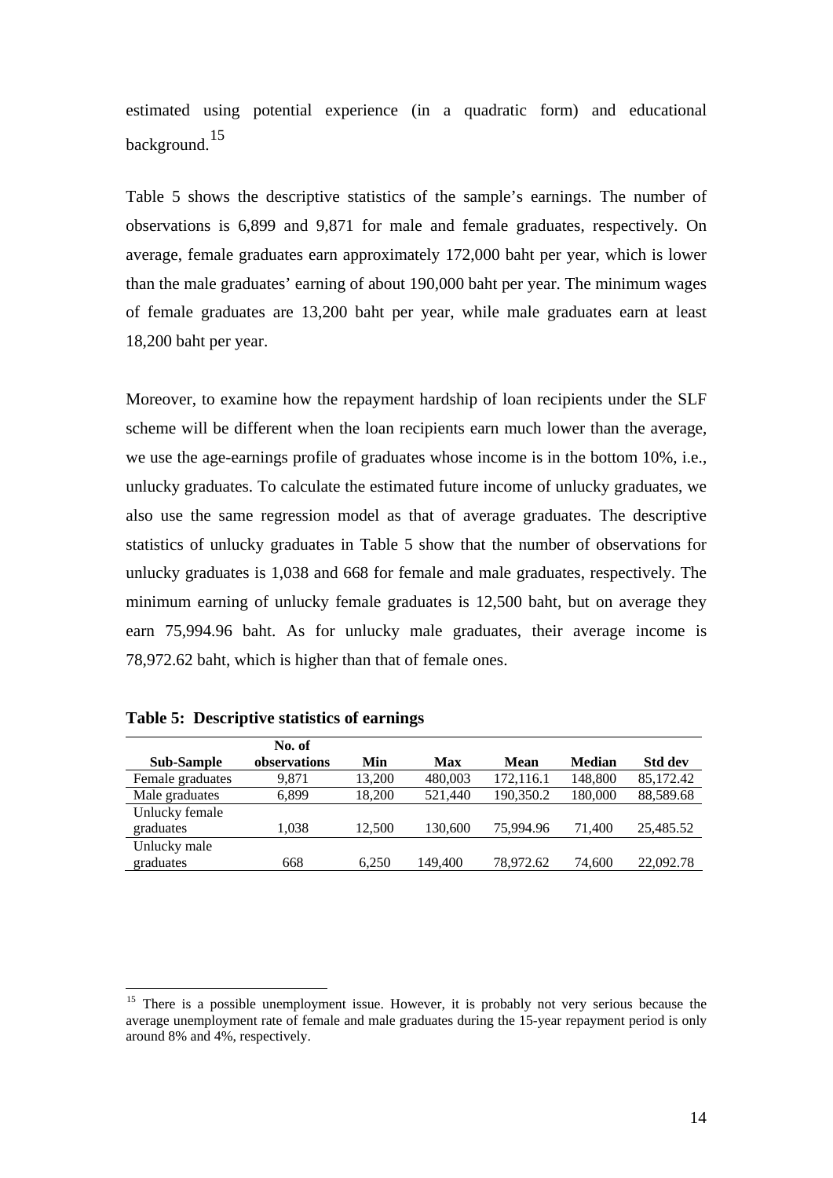estimated using potential experience (in a quadratic form) and educational background.[15]

Table 5 shows the descriptive statistics of the sample's earnings. The number of observations is 6,899 and 9,871 for male and female graduates, respectively. On average, female graduates earn approximately 172,000 baht per year, which is lower than the male graduates' earning of about 190,000 baht per year. The minimum wages of female graduates are 13,200 baht per year, while male graduates earn at least 18,200 baht per year.

Moreover, to examine how the repayment hardship of loan recipients under the SLF scheme will be different when the loan recipients earn much lower than the average, we use the age-earnings profile of graduates whose income is in the bottom 10%, i.e., unlucky graduates. To calculate the estimated future income of unlucky graduates, we also use the same regression model as that of average graduates. The descriptive statistics of unlucky graduates in Table 5 show that the number of observations for unlucky graduates is 1,038 and 668 for female and male graduates, respectively. The minimum earning of unlucky female graduates is 12,500 baht, but on average they earn 75,994.96 baht. As for unlucky male graduates, their average income is 78,972.62 baht, which is higher than that of female ones.

**Table 5: Descriptive statistics of earnings**

| Sub-Sample | No. of observations | Min | Max | Mean | Median | Std dev |
|---|---|---|---|---|---|---|
| Female graduates | 9,871 | 13,200 | 480,003 | 172,116.1 | 148,800 | 85,172.42 |
| Male graduates | 6,899 | 18,200 | 521,440 | 190,350.2 | 180,000 | 88,589.68 |
| Unlucky female graduates | 1,038 | 12,500 | 130,600 | 75,994.96 | 71,400 | 25,485.52 |
| Unlucky male graduates | 668 | 6,250 | 149,400 | 78,972.62 | 74,600 | 22,092.78 |

[15] There is a possible unemployment issue. However, it is probably not very serious because the average unemployment rate of female and male graduates during the 15-year repayment period is only around 8% and 4%, respectively.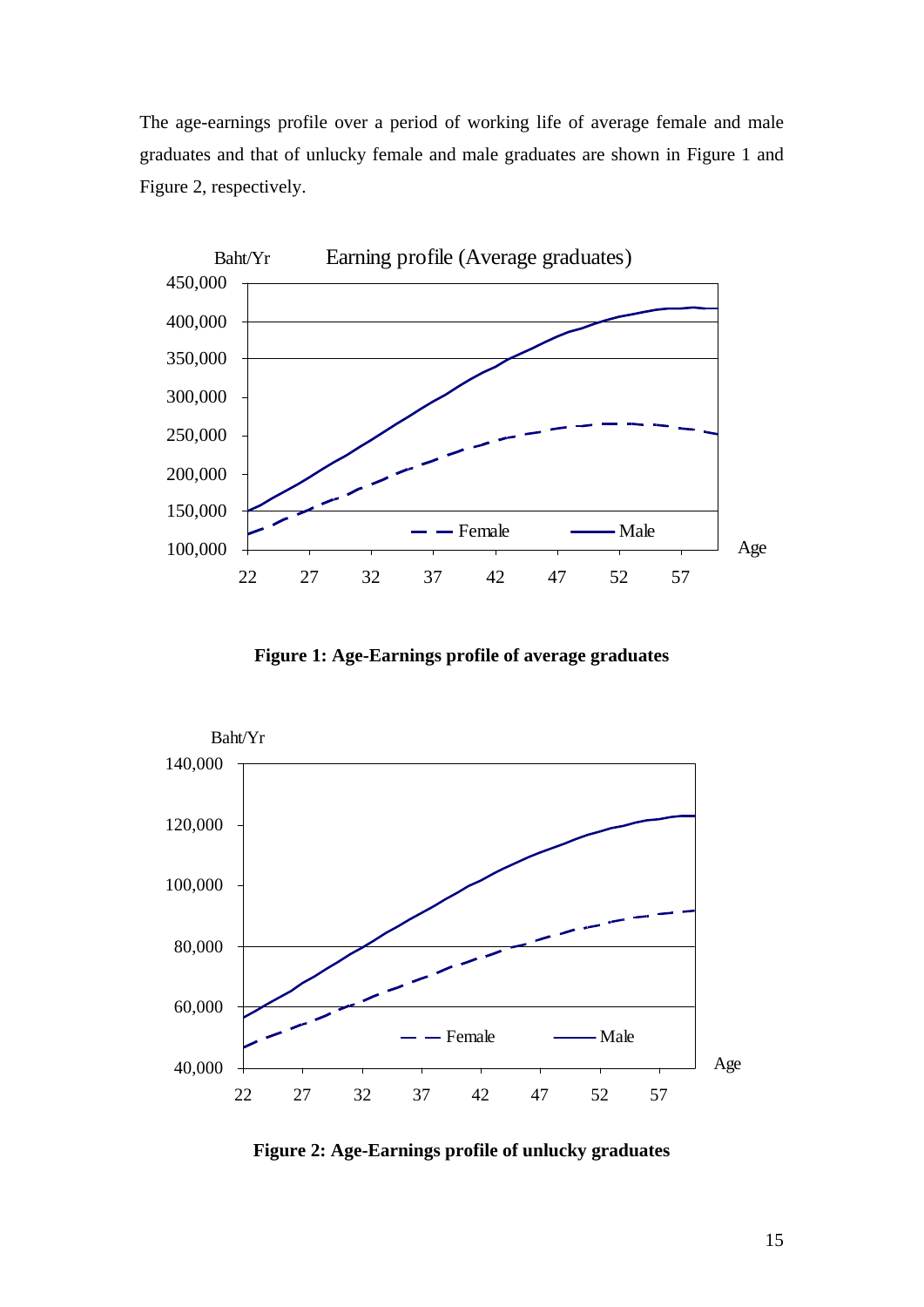The age-earnings profile over a period of working life of average female and male graduates and that of unlucky female and male graduates are shown in Figure 1 and Figure 2, respectively.

**Figure 1: Age-Earnings profile of average graduates**

**Figure 2: Age-Earnings profile of unlucky graduates**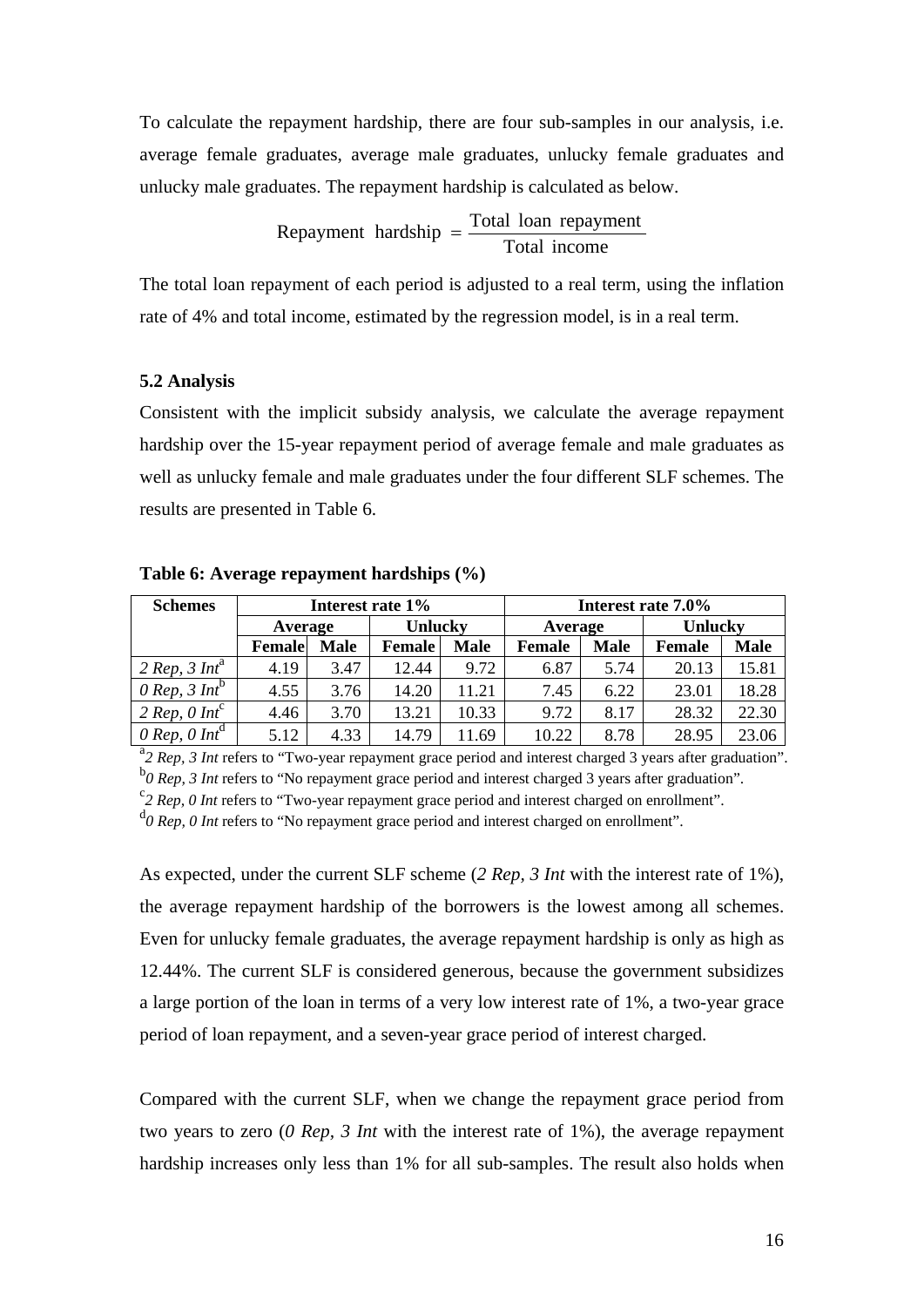To calculate the repayment hardship, there are four sub-samples in our analysis, i.e. average female graduates, average male graduates, unlucky female graduates and unlucky male graduates. The repayment hardship is calculated as below.

$$\text{Repayment hardship} = \frac{\text{Total loan repayment}}{\text{Total income}}$$

The total loan repayment of each period is adjusted to a real term, using the inflation rate of 4% and total income, estimated by the regression model, is in a real term.

### 5.2 Analysis

Consistent with the implicit subsidy analysis, we calculate the average repayment hardship over the 15-year repayment period of average female and male graduates as well as unlucky female and male graduates under the four different SLF schemes. The results are presented in Table 6.

**Table 6: Average repayment hardships (%)**

| Schemes | Interest rate 1% | | | | Interest rate 7.0% | | | |
|---|---|---|---|---|---|---|---|---|
| | Average | | Unlucky | | Average | | Unlucky | |
| | Female | Male | Female | Male | Female | Male | Female | Male |
| *2 Rep, 3 Int*[a] | 4.19 | 3.47 | 12.44 | 9.72 | 6.87 | 5.74 | 20.13 | 15.81 |
| *0 Rep, 3 Int*[b] | 4.55 | 3.76 | 14.20 | 11.21 | 7.45 | 6.22 | 23.01 | 18.28 |
| *2 Rep, 0 Int*[c] | 4.46 | 3.70 | 13.21 | 10.33 | 9.72 | 8.17 | 28.32 | 22.30 |
| *0 Rep, 0 Int*[d] | 5.12 | 4.33 | 14.79 | 11.69 | 10.22 | 8.78 | 28.95 | 23.06 |

[a] *2 Rep, 3 Int* refers to "Two-year repayment grace period and interest charged 3 years after graduation".
[b] *0 Rep, 3 Int* refers to "No repayment grace period and interest charged 3 years after graduation".
[c] *2 Rep, 0 Int* refers to "Two-year repayment grace period and interest charged on enrollment".
[d] *0 Rep, 0 Int* refers to "No repayment grace period and interest charged on enrollment".

As expected, under the current SLF scheme (*2 Rep, 3 Int* with the interest rate of 1%), the average repayment hardship of the borrowers is the lowest among all schemes. Even for unlucky female graduates, the average repayment hardship is only as high as 12.44%. The current SLF is considered generous, because the government subsidizes a large portion of the loan in terms of a very low interest rate of 1%, a two-year grace period of loan repayment, and a seven-year grace period of interest charged.

Compared with the current SLF, when we change the repayment grace period from two years to zero (*0 Rep, 3 Int* with the interest rate of 1%), the average repayment hardship increases only less than 1% for all sub-samples. The result also holds when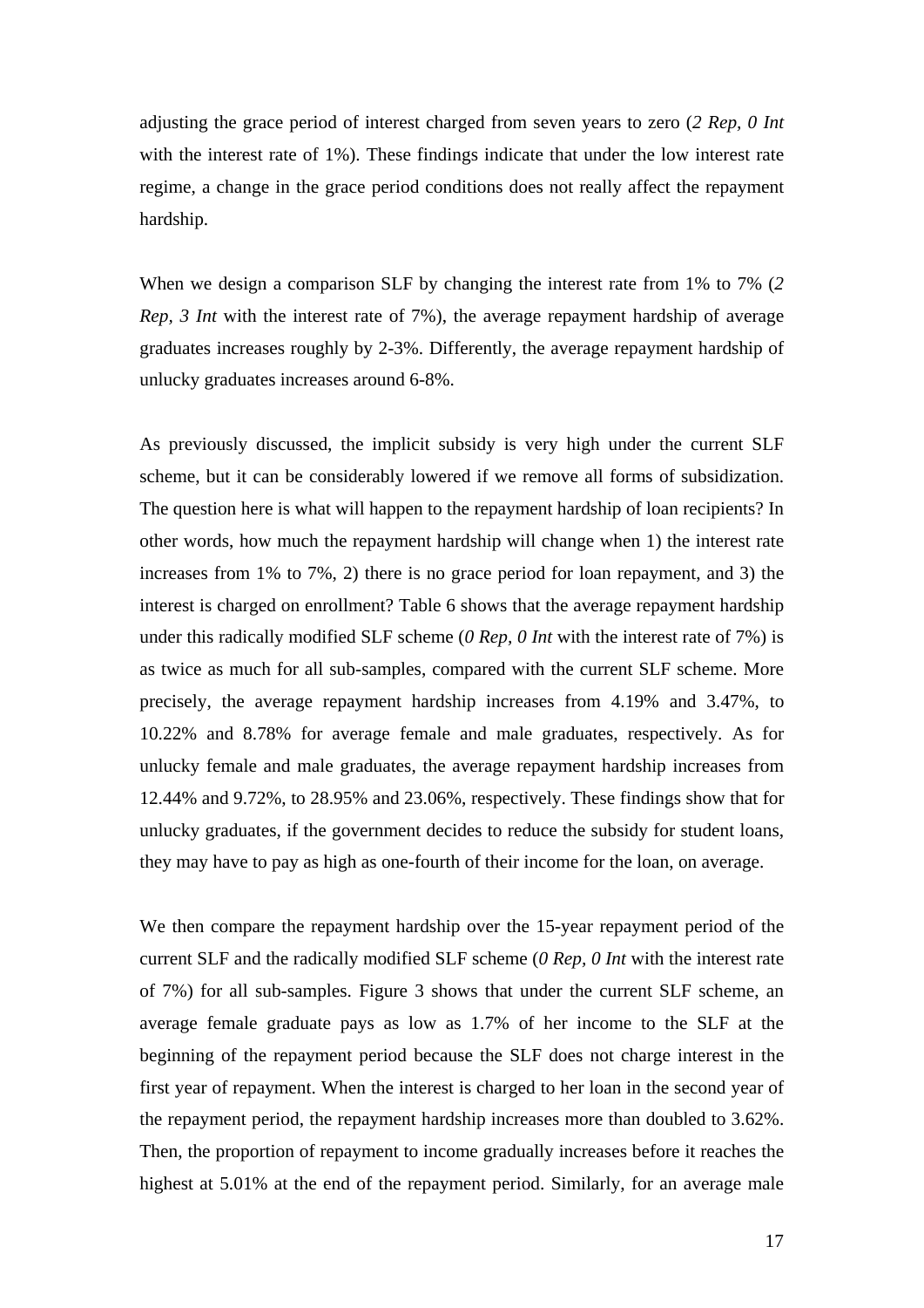adjusting the grace period of interest charged from seven years to zero (*2 Rep, 0 Int* with the interest rate of 1%). These findings indicate that under the low interest rate regime, a change in the grace period conditions does not really affect the repayment hardship.

When we design a comparison SLF by changing the interest rate from 1% to 7% (*2 Rep, 3 Int* with the interest rate of 7%), the average repayment hardship of average graduates increases roughly by 2-3%. Differently, the average repayment hardship of unlucky graduates increases around 6-8%.

As previously discussed, the implicit subsidy is very high under the current SLF scheme, but it can be considerably lowered if we remove all forms of subsidization. The question here is what will happen to the repayment hardship of loan recipients? In other words, how much the repayment hardship will change when 1) the interest rate increases from 1% to 7%, 2) there is no grace period for loan repayment, and 3) the interest is charged on enrollment? Table 6 shows that the average repayment hardship under this radically modified SLF scheme (*0 Rep, 0 Int* with the interest rate of 7%) is as twice as much for all sub-samples, compared with the current SLF scheme. More precisely, the average repayment hardship increases from 4.19% and 3.47%, to 10.22% and 8.78% for average female and male graduates, respectively. As for unlucky female and male graduates, the average repayment hardship increases from 12.44% and 9.72%, to 28.95% and 23.06%, respectively. These findings show that for unlucky graduates, if the government decides to reduce the subsidy for student loans, they may have to pay as high as one-fourth of their income for the loan, on average.

We then compare the repayment hardship over the 15-year repayment period of the current SLF and the radically modified SLF scheme (*0 Rep, 0 Int* with the interest rate of 7%) for all sub-samples. Figure 3 shows that under the current SLF scheme, an average female graduate pays as low as 1.7% of her income to the SLF at the beginning of the repayment period because the SLF does not charge interest in the first year of repayment. When the interest is charged to her loan in the second year of the repayment period, the repayment hardship increases more than doubled to 3.62%. Then, the proportion of repayment to income gradually increases before it reaches the highest at 5.01% at the end of the repayment period. Similarly, for an average male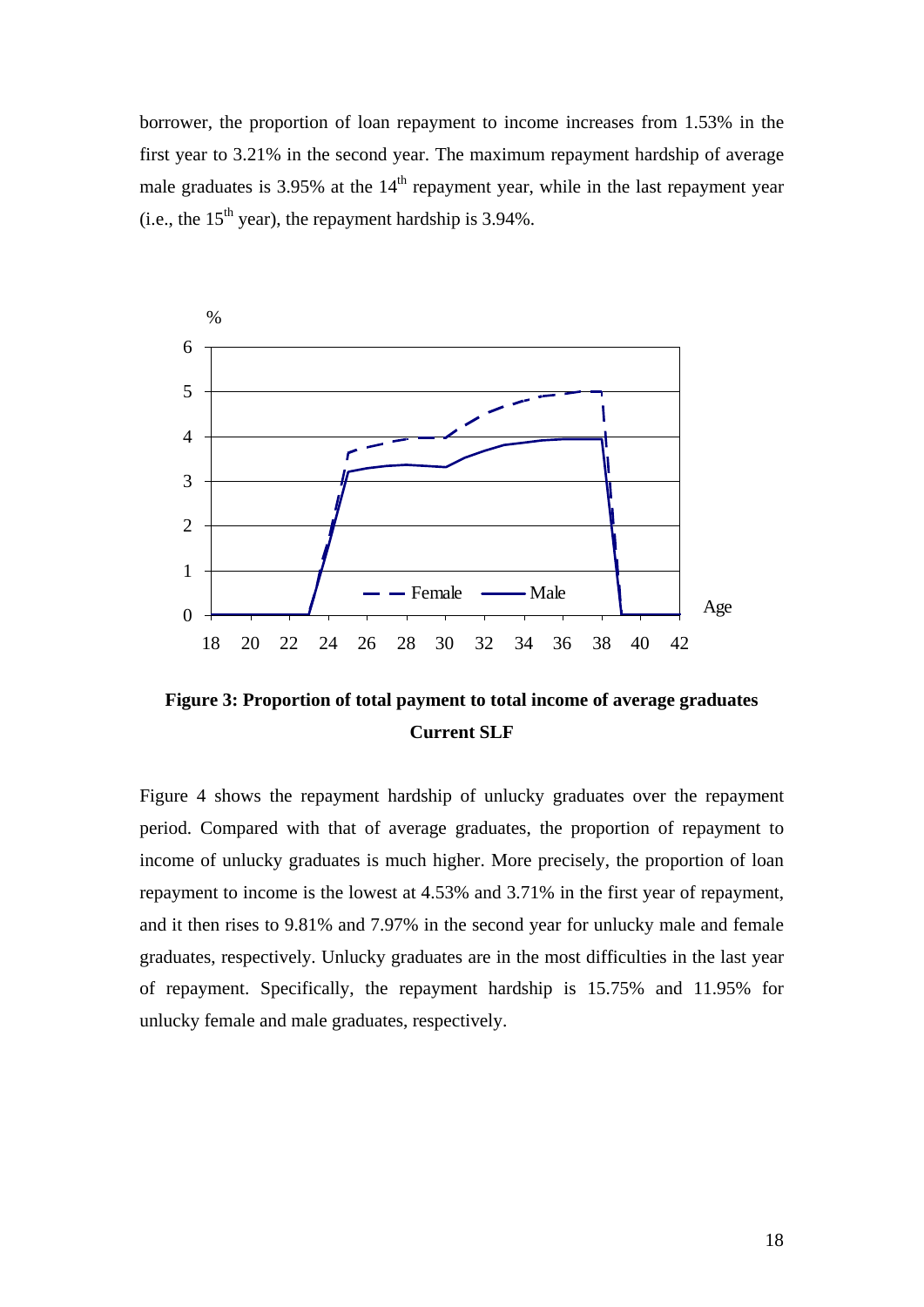borrower, the proportion of loan repayment to income increases from 1.53% in the first year to 3.21% in the second year. The maximum repayment hardship of average male graduates is 3.95% at the 14th repayment year, while in the last repayment year (i.e., the 15th year), the repayment hardship is 3.94%.

**Figure 3: Proportion of total payment to total income of average graduates Current SLF**

Figure 4 shows the repayment hardship of unlucky graduates over the repayment period. Compared with that of average graduates, the proportion of repayment to income of unlucky graduates is much higher. More precisely, the proportion of loan repayment to income is the lowest at 4.53% and 3.71% in the first year of repayment, and it then rises to 9.81% and 7.97% in the second year for unlucky male and female graduates, respectively. Unlucky graduates are in the most difficulties in the last year of repayment. Specifically, the repayment hardship is 15.75% and 11.95% for unlucky female and male graduates, respectively.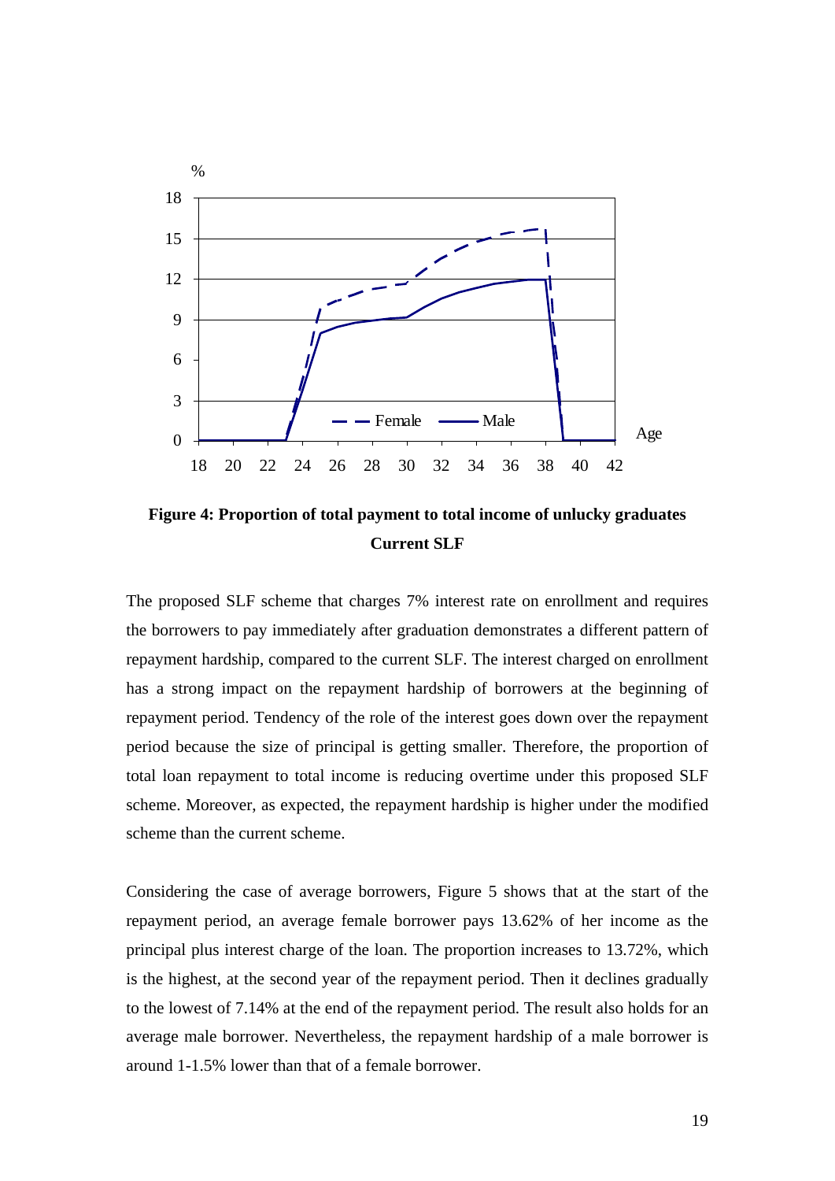**Figure 4: Proportion of total payment to total income of unlucky graduates Current SLF**

The proposed SLF scheme that charges 7% interest rate on enrollment and requires the borrowers to pay immediately after graduation demonstrates a different pattern of repayment hardship, compared to the current SLF. The interest charged on enrollment has a strong impact on the repayment hardship of borrowers at the beginning of repayment period. Tendency of the role of the interest goes down over the repayment period because the size of principal is getting smaller. Therefore, the proportion of total loan repayment to total income is reducing overtime under this proposed SLF scheme. Moreover, as expected, the repayment hardship is higher under the modified scheme than the current scheme.

Considering the case of average borrowers, Figure 5 shows that at the start of the repayment period, an average female borrower pays 13.62% of her income as the principal plus interest charge of the loan. The proportion increases to 13.72%, which is the highest, at the second year of the repayment period. Then it declines gradually to the lowest of 7.14% at the end of the repayment period. The result also holds for an average male borrower. Nevertheless, the repayment hardship of a male borrower is around 1-1.5% lower than that of a female borrower.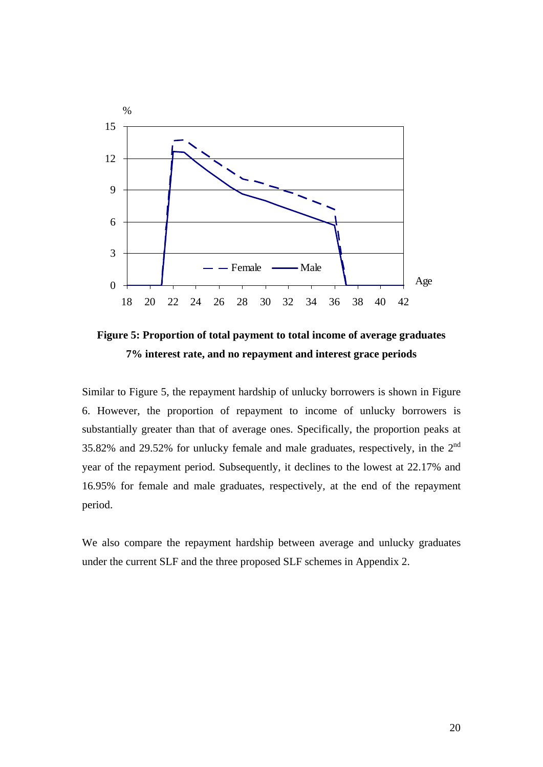**Figure 5: Proportion of total payment to total income of average graduates 7% interest rate, and no repayment and interest grace periods**

Similar to Figure 5, the repayment hardship of unlucky borrowers is shown in Figure 6. However, the proportion of repayment to income of unlucky borrowers is substantially greater than that of average ones. Specifically, the proportion peaks at 35.82% and 29.52% for unlucky female and male graduates, respectively, in the 2nd year of the repayment period. Subsequently, it declines to the lowest at 22.17% and 16.95% for female and male graduates, respectively, at the end of the repayment period.

We also compare the repayment hardship between average and unlucky graduates under the current SLF and the three proposed SLF schemes in Appendix 2.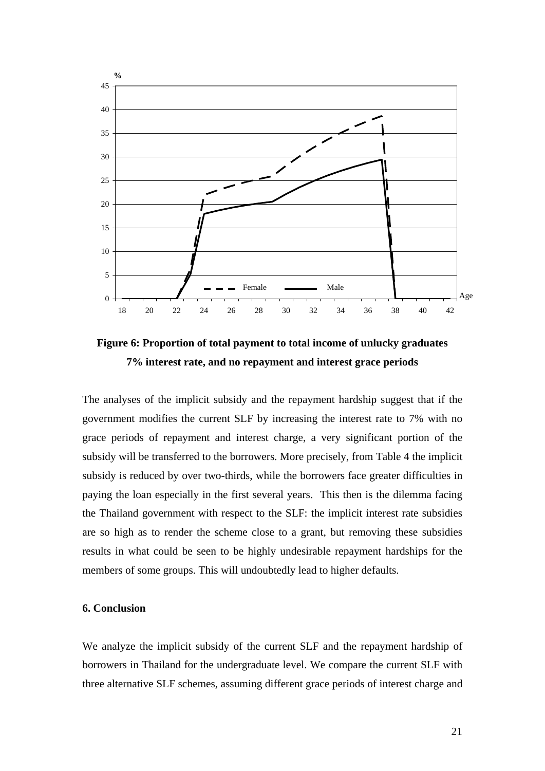**Figure 6: Proportion of total payment to total income of unlucky graduates 7% interest rate, and no repayment and interest grace periods**

The analyses of the implicit subsidy and the repayment hardship suggest that if the government modifies the current SLF by increasing the interest rate to 7% with no grace periods of repayment and interest charge, a very significant portion of the subsidy will be transferred to the borrowers. More precisely, from Table 4 the implicit subsidy is reduced by over two-thirds, while the borrowers face greater difficulties in paying the loan especially in the first several years. This then is the dilemma facing the Thailand government with respect to the SLF: the implicit interest rate subsidies are so high as to render the scheme close to a grant, but removing these subsidies results in what could be seen to be highly undesirable repayment hardships for the members of some groups. This will undoubtedly lead to higher defaults.

## 6. Conclusion

We analyze the implicit subsidy of the current SLF and the repayment hardship of borrowers in Thailand for the undergraduate level. We compare the current SLF with three alternative SLF schemes, assuming different grace periods of interest charge and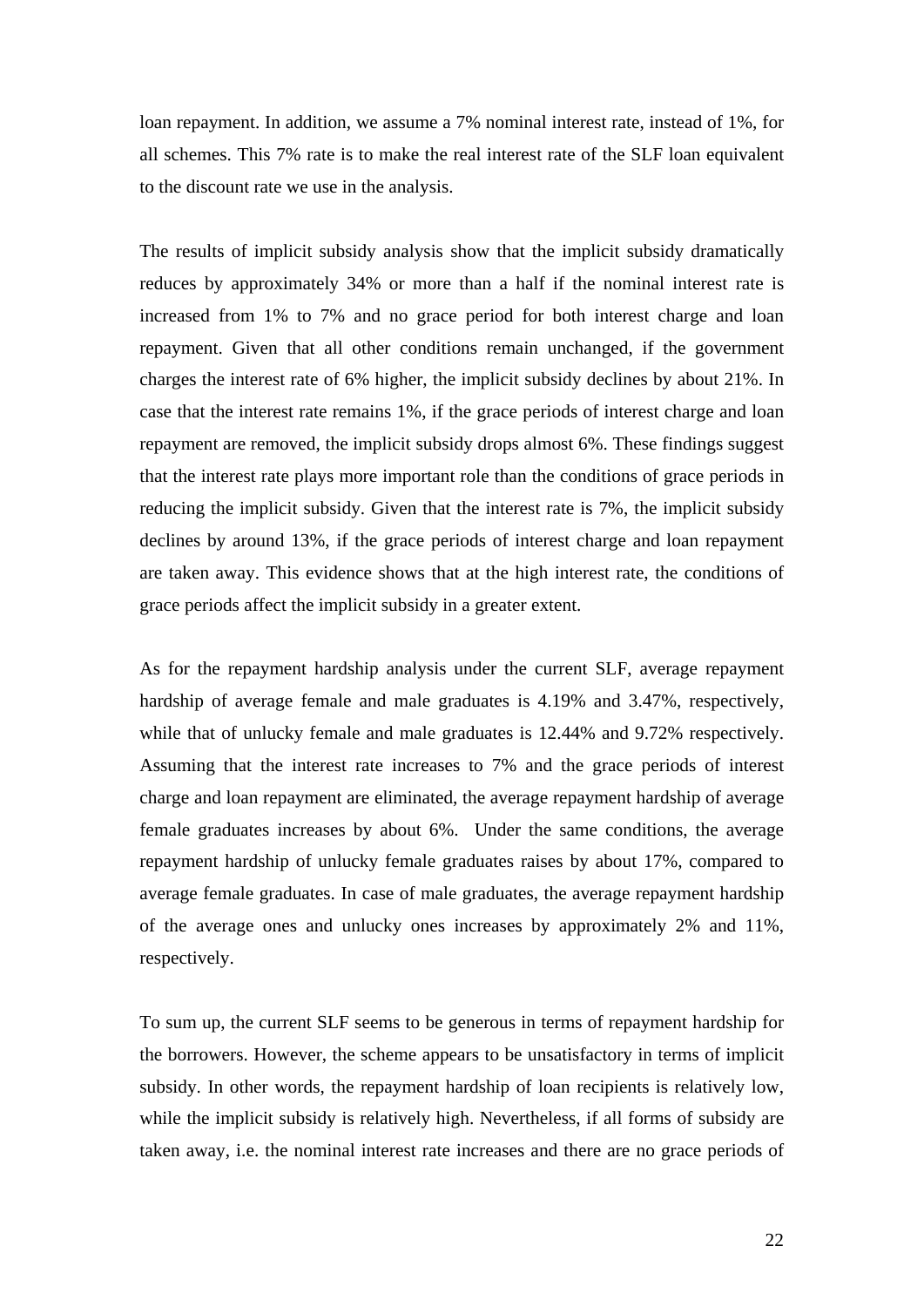loan repayment. In addition, we assume a 7% nominal interest rate, instead of 1%, for all schemes. This 7% rate is to make the real interest rate of the SLF loan equivalent to the discount rate we use in the analysis.

The results of implicit subsidy analysis show that the implicit subsidy dramatically reduces by approximately 34% or more than a half if the nominal interest rate is increased from 1% to 7% and no grace period for both interest charge and loan repayment. Given that all other conditions remain unchanged, if the government charges the interest rate of 6% higher, the implicit subsidy declines by about 21%. In case that the interest rate remains 1%, if the grace periods of interest charge and loan repayment are removed, the implicit subsidy drops almost 6%. These findings suggest that the interest rate plays more important role than the conditions of grace periods in reducing the implicit subsidy. Given that the interest rate is 7%, the implicit subsidy declines by around 13%, if the grace periods of interest charge and loan repayment are taken away. This evidence shows that at the high interest rate, the conditions of grace periods affect the implicit subsidy in a greater extent.

As for the repayment hardship analysis under the current SLF, average repayment hardship of average female and male graduates is 4.19% and 3.47%, respectively, while that of unlucky female and male graduates is 12.44% and 9.72% respectively. Assuming that the interest rate increases to 7% and the grace periods of interest charge and loan repayment are eliminated, the average repayment hardship of average female graduates increases by about 6%. Under the same conditions, the average repayment hardship of unlucky female graduates raises by about 17%, compared to average female graduates. In case of male graduates, the average repayment hardship of the average ones and unlucky ones increases by approximately 2% and 11%, respectively.

To sum up, the current SLF seems to be generous in terms of repayment hardship for the borrowers. However, the scheme appears to be unsatisfactory in terms of implicit subsidy. In other words, the repayment hardship of loan recipients is relatively low, while the implicit subsidy is relatively high. Nevertheless, if all forms of subsidy are taken away, i.e. the nominal interest rate increases and there are no grace periods of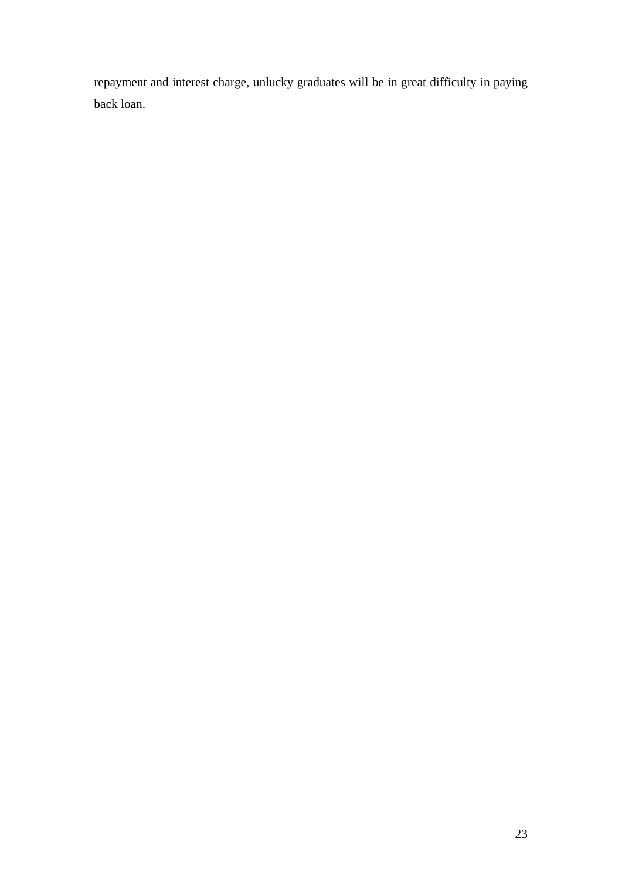repayment and interest charge, unlucky graduates will be in great difficulty in paying back loan.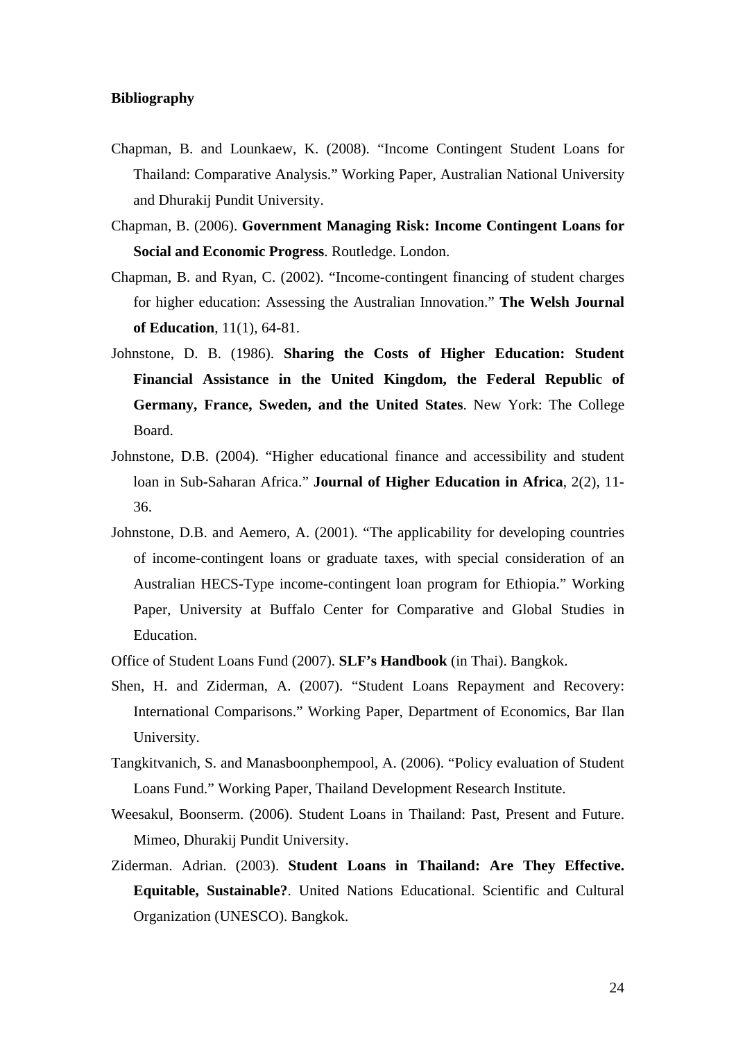**Bibliography**

Chapman, B. and Lounkaew, K. (2008). "Income Contingent Student Loans for Thailand: Comparative Analysis." Working Paper, Australian National University and Dhurakij Pundit University.

Chapman, B. (2006). **Government Managing Risk: Income Contingent Loans for Social and Economic Progress**. Routledge. London.

Chapman, B. and Ryan, C. (2002). "Income-contingent financing of student charges for higher education: Assessing the Australian Innovation." **The Welsh Journal of Education**, 11(1), 64-81.

Johnstone, D. B. (1986). **Sharing the Costs of Higher Education: Student Financial Assistance in the United Kingdom, the Federal Republic of Germany, France, Sweden, and the United States**. New York: The College Board.

Johnstone, D.B. (2004). "Higher educational finance and accessibility and student loan in Sub-Saharan Africa." **Journal of Higher Education in Africa**, 2(2), 11-36.

Johnstone, D.B. and Aemero, A. (2001). "The applicability for developing countries of income-contingent loans or graduate taxes, with special consideration of an Australian HECS-Type income-contingent loan program for Ethiopia." Working Paper, University at Buffalo Center for Comparative and Global Studies in Education.

Office of Student Loans Fund (2007). **SLF's Handbook** (in Thai). Bangkok.

Shen, H. and Ziderman, A. (2007). "Student Loans Repayment and Recovery: International Comparisons." Working Paper, Department of Economics, Bar Ilan University.

Tangkitvanich, S. and Manasboonphempool, A. (2006). "Policy evaluation of Student Loans Fund." Working Paper, Thailand Development Research Institute.

Weesakul, Boonserm. (2006). Student Loans in Thailand: Past, Present and Future. Mimeo, Dhurakij Pundit University.

Ziderman. Adrian. (2003). **Student Loans in Thailand: Are They Effective. Equitable, Sustainable?**. United Nations Educational. Scientific and Cultural Organization (UNESCO). Bangkok.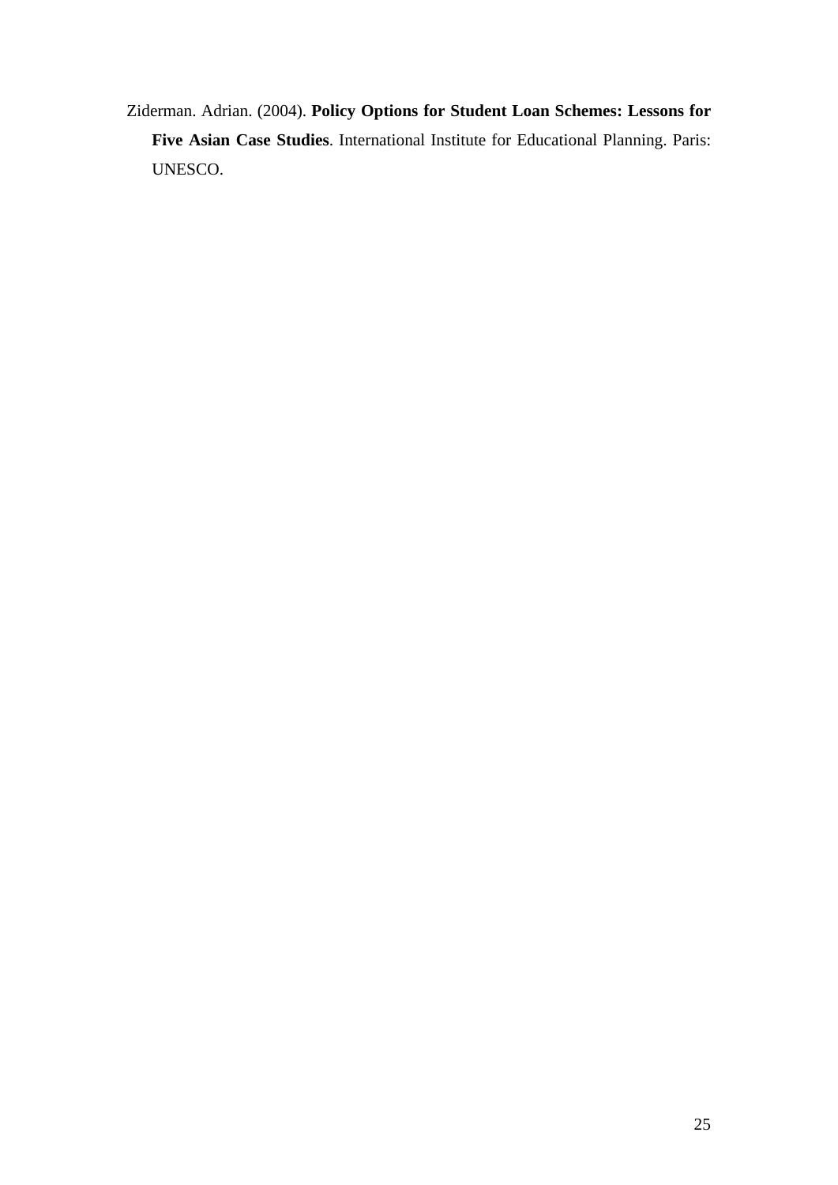Ziderman. Adrian. (2004). **Policy Options for Student Loan Schemes: Lessons for Five Asian Case Studies**. International Institute for Educational Planning. Paris: UNESCO.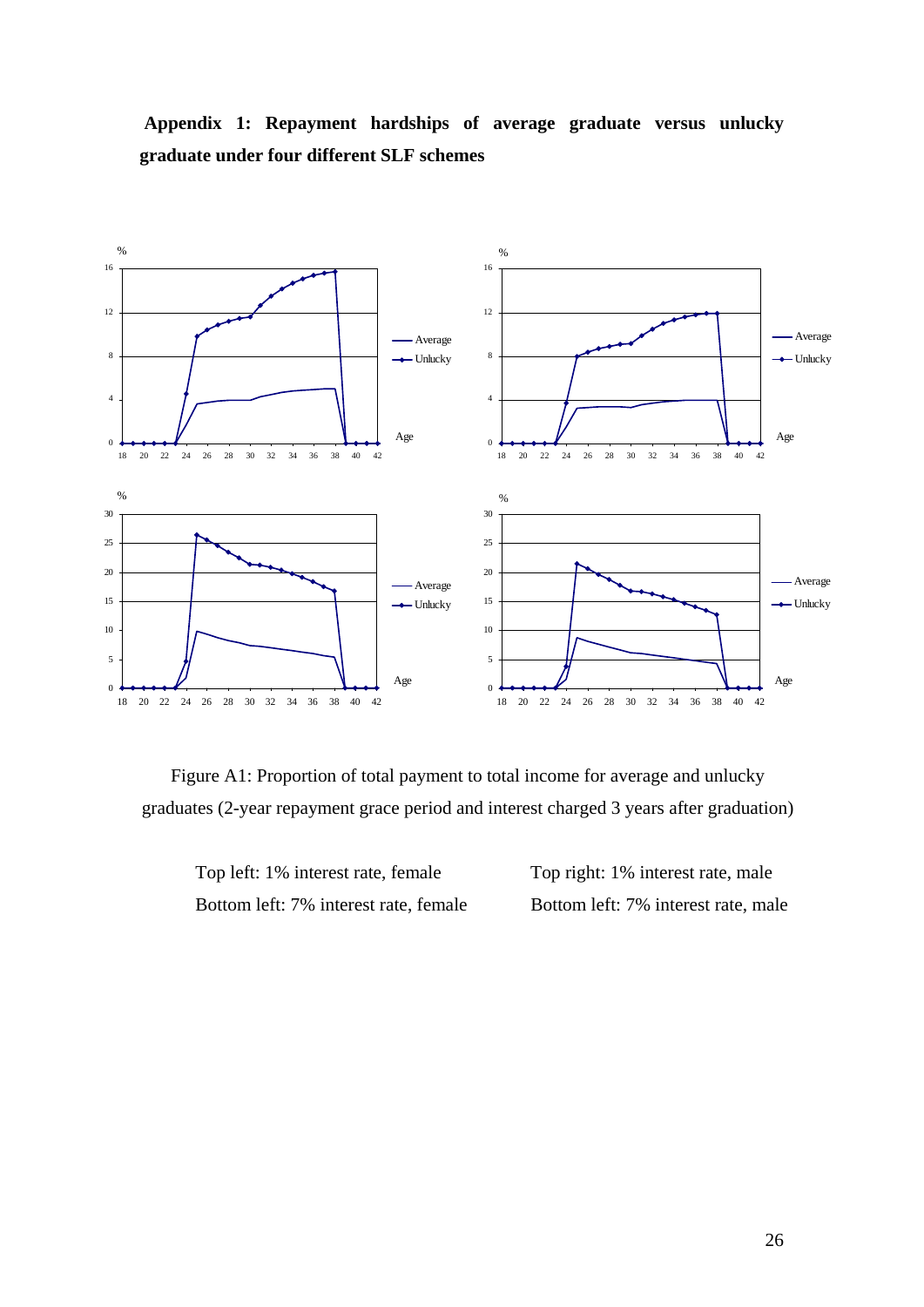**Appendix 1: Repayment hardships of average graduate versus unlucky graduate under four different SLF schemes**

Figure A1: Proportion of total payment to total income for average and unlucky graduates (2-year repayment grace period and interest charged 3 years after graduation)

Top left: 1% interest rate, female

Top right: 1% interest rate, male

Bottom left: 7% interest rate, female

Bottom left: 7% interest rate, male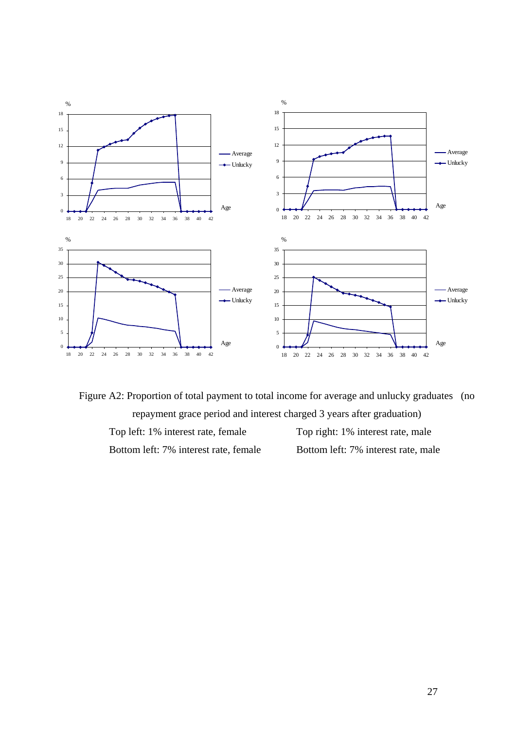Figure A2: Proportion of total payment to total income for average and unlucky graduates (no repayment grace period and interest charged 3 years after graduation)

Top left: 1% interest rate, female    Top right: 1% interest rate, male

Bottom left: 7% interest rate, female    Bottom left: 7% interest rate, male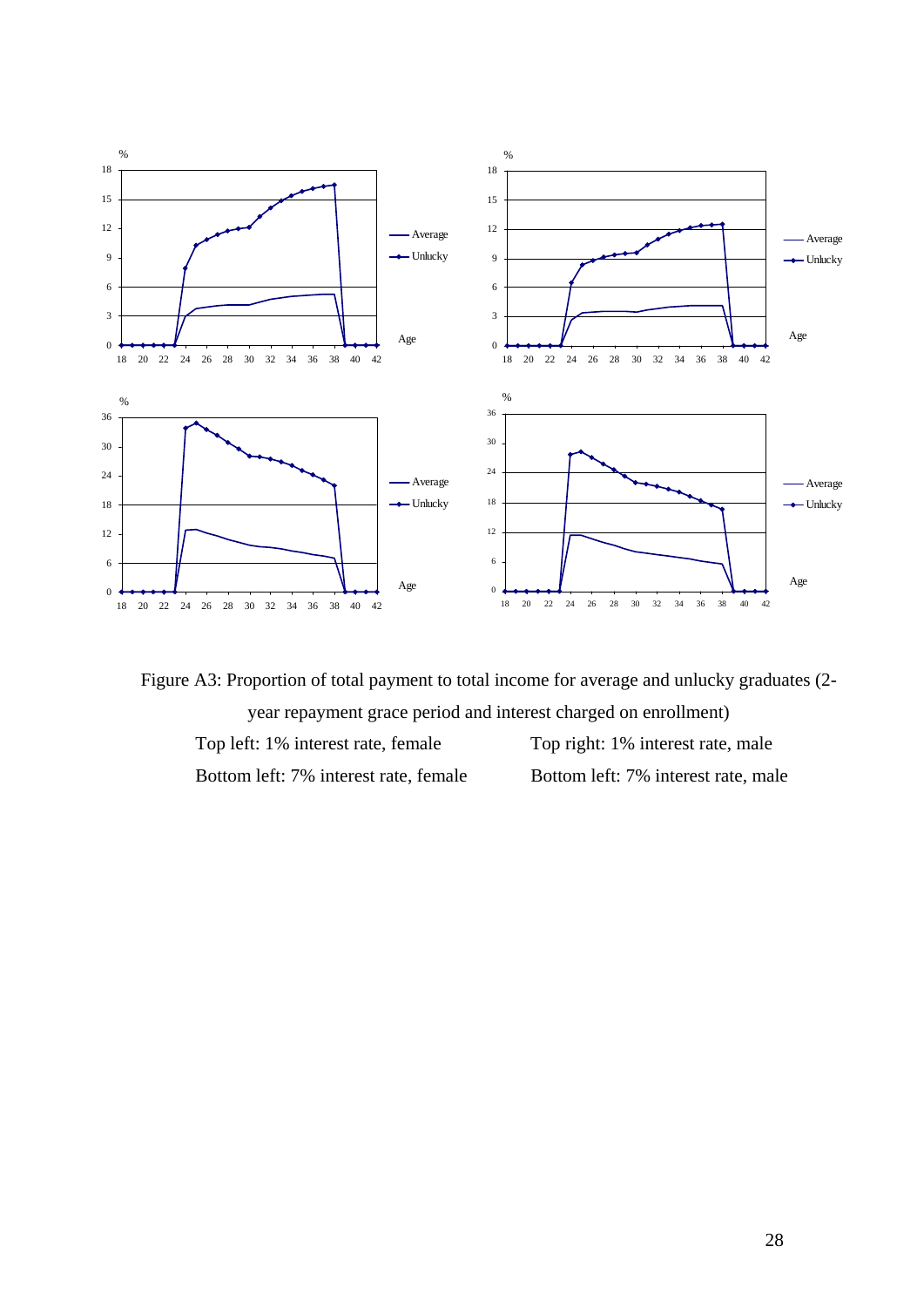Figure A3: Proportion of total payment to total income for average and unlucky graduates (2-year repayment grace period and interest charged on enrollment)

Top left: 1% interest rate, female  Top right: 1% interest rate, male

Bottom left: 7% interest rate, female  Bottom left: 7% interest rate, male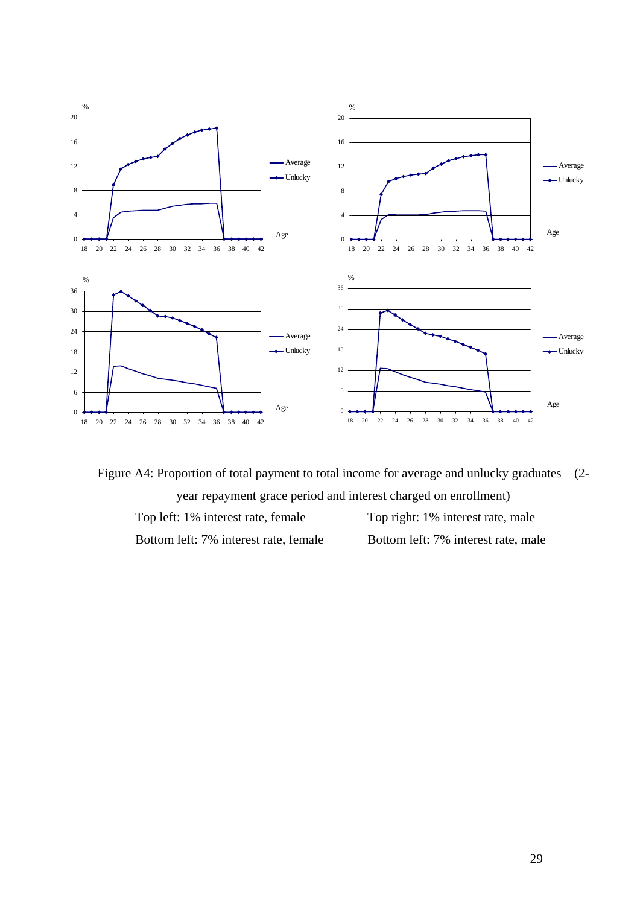%

20

16

12

8

4

0

18 20 22 24 26 28 30 32 34 36 38 40 42

Average

Unlucky

Age

%

20

16

12

8

4

0

18 20 22 24 26 28 30 32 34 36 38 40 42

Average

Unlucky

Age

%

36

30

24

18

12

6

0

18 20 22 24 26 28 30 32 34 36 38 40 42

Average

Unlucky

Age

%

36

30

24

18

12

6

0

18 20 22 24 26 28 30 32 34 36 38 40 42

Average

Unlucky

Age

Figure A4: Proportion of total payment to total income for average and unlucky graduates (2-year repayment grace period and interest charged on enrollment)

Top left: 1% interest rate, female

Top right: 1% interest rate, male

Bottom left: 7% interest rate, female

Bottom left: 7% interest rate, male